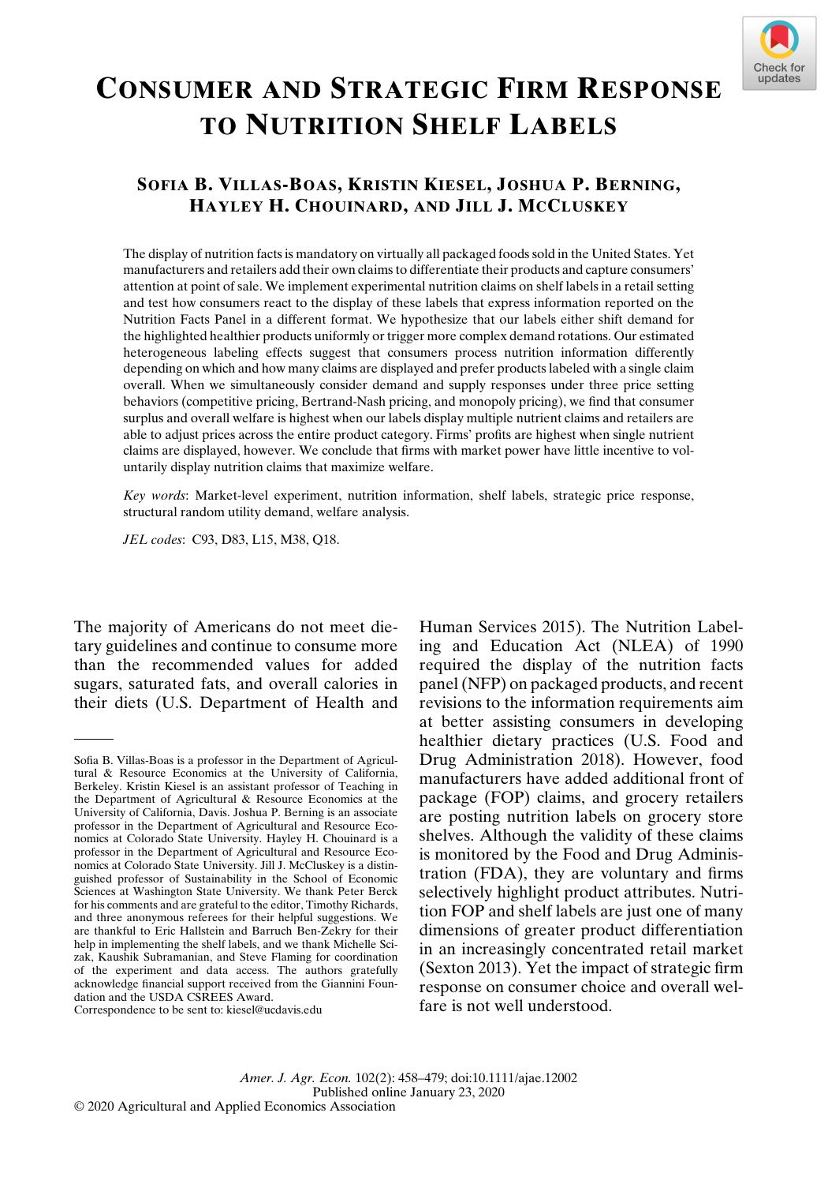# Consumer and Strategic Firm Response to Nutrition Shelf Labels

**Sofia B. Villas-Boas, Kristin Kiesel, Joshua P. Berning, Hayley H. Chouinard, and Jill J. McCluskey**

The display of nutrition facts is mandatory on virtually all packaged foods sold in the United States. Yet manufacturers and retailers add their own claims to differentiate their products and capture consumers' attention at point of sale. We implement experimental nutrition claims on shelf labels in a retail setting and test how consumers react to the display of these labels that express information reported on the Nutrition Facts Panel in a different format. We hypothesize that our labels either shift demand for the highlighted healthier products uniformly or trigger more complex demand rotations. Our estimated heterogeneous labeling effects suggest that consumers process nutrition information differently depending on which and how many claims are displayed and prefer products labeled with a single claim overall. When we simultaneously consider demand and supply responses under three price setting behaviors (competitive pricing, Bertrand-Nash pricing, and monopoly pricing), we find that consumer surplus and overall welfare is highest when our labels display multiple nutrient claims and retailers are able to adjust prices across the entire product category. Firms' profits are highest when single nutrient claims are displayed, however. We conclude that firms with market power have little incentive to voluntarily display nutrition claims that maximize welfare.

*Key words*: Market-level experiment, nutrition information, shelf labels, strategic price response, structural random utility demand, welfare analysis.

*JEL codes*: C93, D83, L15, M38, Q18.

The majority of Americans do not meet dietary guidelines and continue to consume more than the recommended values for added sugars, saturated fats, and overall calories in their diets (U.S. Department of Health and Human Services 2015). The Nutrition Labeling and Education Act (NLEA) of 1990 required the display of the nutrition facts panel (NFP) on packaged products, and recent revisions to the information requirements aim at better assisting consumers in developing healthier dietary practices (U.S. Food and Drug Administration 2018). However, food manufacturers have added additional front of package (FOP) claims, and grocery retailers are posting nutrition labels on grocery store shelves. Although the validity of these claims is monitored by the Food and Drug Administration (FDA), they are voluntary and firms selectively highlight product attributes. Nutrition FOP and shelf labels are just one of many dimensions of greater product differentiation in an increasingly concentrated retail market (Sexton 2013). Yet the impact of strategic firm response on consumer choice and overall welfare is not well understood.

---

Sofia B. Villas-Boas is a professor in the Department of Agricultural & Resource Economics at the University of California, Berkeley. Kristin Kiesel is an assistant professor of Teaching in the Department of Agricultural & Resource Economics at the University of California, Davis. Joshua P. Berning is an associate professor in the Department of Agricultural and Resource Economics at Colorado State University. Hayley H. Chouinard is a professor in the Department of Agricultural and Resource Economics at Colorado State University. Jill J. McCluskey is a distinguished professor of Sustainability in the School of Economic Sciences at Washington State University. We thank Peter Berck for his comments and are grateful to the editor, Timothy Richards, and three anonymous referees for their helpful suggestions. We are thankful to Eric Hallstein and Barruch Ben-Zekry for their help in implementing the shelf labels, and we thank Michelle Scizak, Kaushik Subramanian, and Steve Flaming for coordination of the experiment and data access. The authors gratefully acknowledge financial support received from the Giannini Foundation and the USDA CSREES Award.

Correspondence to be sent to: kiesel@ucdavis.edu

Published online January 23, 2020

© 2020 Agricultural and Applied Economics Association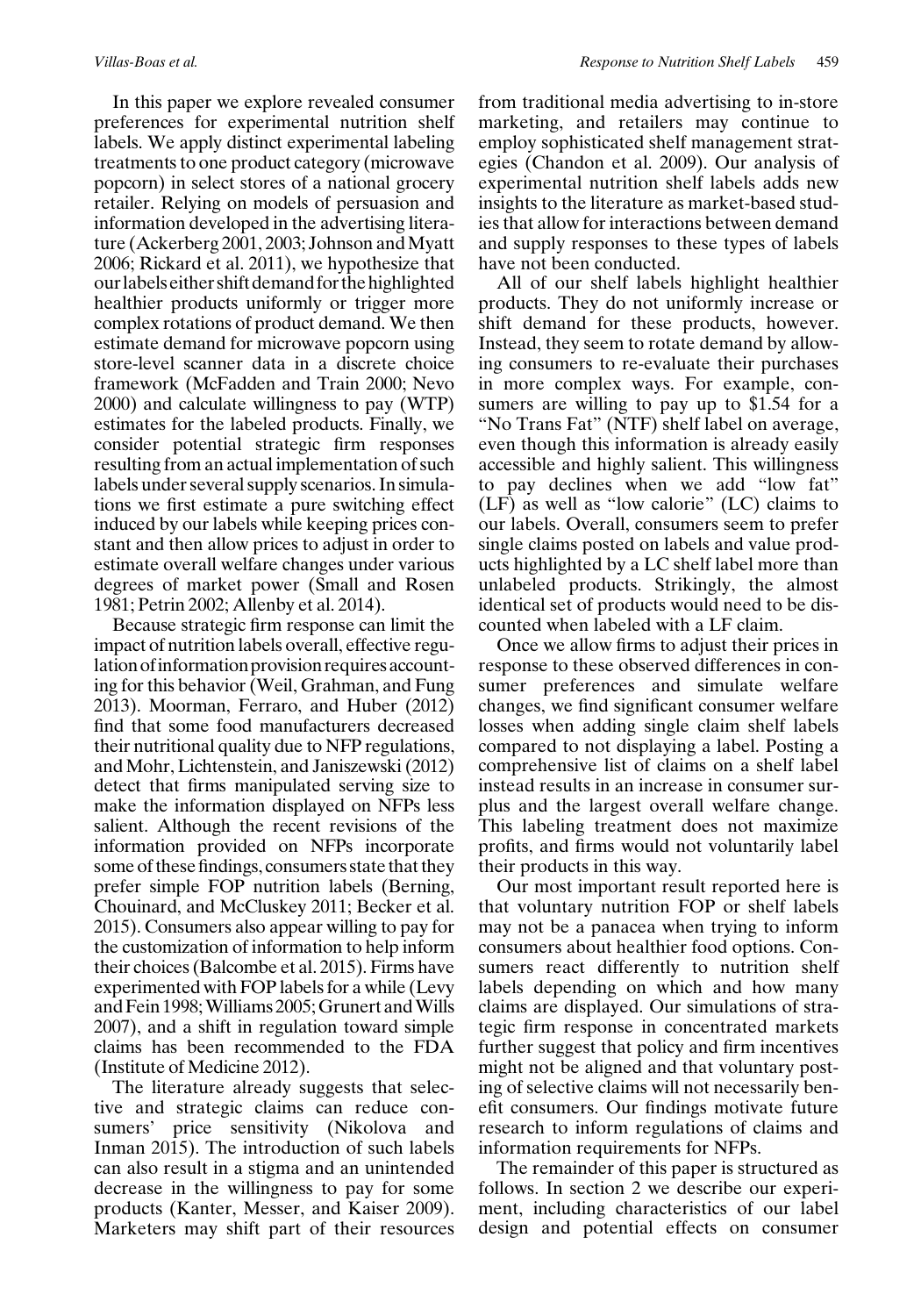In this paper we explore revealed consumer preferences for experimental nutrition shelf labels. We apply distinct experimental labeling treatments to one product category (microwave popcorn) in select stores of a national grocery retailer. Relying on models of persuasion and information developed in the advertising literature (Ackerberg 2001, 2003; Johnson and Myatt 2006; Rickard et al. 2011), we hypothesize that our labels either shift demand for the highlighted healthier products uniformly or trigger more complex rotations of product demand. We then estimate demand for microwave popcorn using store-level scanner data in a discrete choice framework (McFadden and Train 2000; Nevo 2000) and calculate willingness to pay (WTP) estimates for the labeled products. Finally, we consider potential strategic firm responses resulting from an actual implementation of such labels under several supply scenarios. In simulations we first estimate a pure switching effect induced by our labels while keeping prices constant and then allow prices to adjust in order to estimate overall welfare changes under various degrees of market power (Small and Rosen 1981; Petrin 2002; Allenby et al. 2014).

Because strategic firm response can limit the impact of nutrition labels overall, effective regulation of information provision requires accounting for this behavior (Weil, Grahman, and Fung 2013). Moorman, Ferraro, and Huber (2012) find that some food manufacturers decreased their nutritional quality due to NFP regulations, and Mohr, Lichtenstein, and Janiszewski (2012) detect that firms manipulated serving size to make the information displayed on NFPs less salient. Although the recent revisions of the information provided on NFPs incorporate some of these findings, consumers state that they prefer simple FOP nutrition labels (Berning, Chouinard, and McCluskey 2011; Becker et al. 2015). Consumers also appear willing to pay for the customization of information to help inform their choices (Balcombe et al. 2015). Firms have experimented with FOP labels for a while (Levy and Fein 1998; Williams 2005; Grunert and Wills 2007), and a shift in regulation toward simple claims has been recommended to the FDA (Institute of Medicine 2012).

The literature already suggests that selective and strategic claims can reduce consumers' price sensitivity (Nikolova and Inman 2015). The introduction of such labels can also result in a stigma and an unintended decrease in the willingness to pay for some products (Kanter, Messer, and Kaiser 2009). Marketers may shift part of their resources from traditional media advertising to in-store marketing, and retailers may continue to employ sophisticated shelf management strategies (Chandon et al. 2009). Our analysis of experimental nutrition shelf labels adds new insights to the literature as market-based studies that allow for interactions between demand and supply responses to these types of labels have not been conducted.

All of our shelf labels highlight healthier products. They do not uniformly increase or shift demand for these products, however. Instead, they seem to rotate demand by allowing consumers to re-evaluate their purchases in more complex ways. For example, consumers are willing to pay up to $1.54 for a "No Trans Fat" (NTF) shelf label on average, even though this information is already easily accessible and highly salient. This willingness to pay declines when we add "low fat" (LF) as well as "low calorie" (LC) claims to our labels. Overall, consumers seem to prefer single claims posted on labels and value products highlighted by a LC shelf label more than unlabeled products. Strikingly, the almost identical set of products would need to be discounted when labeled with a LF claim.

Once we allow firms to adjust their prices in response to these observed differences in consumer preferences and simulate welfare changes, we find significant consumer welfare losses when adding single claim shelf labels compared to not displaying a label. Posting a comprehensive list of claims on a shelf label instead results in an increase in consumer surplus and the largest overall welfare change. This labeling treatment does not maximize profits, and firms would not voluntarily label their products in this way.

Our most important result reported here is that voluntary nutrition FOP or shelf labels may not be a panacea when trying to inform consumers about healthier food options. Consumers react differently to nutrition shelf labels depending on which and how many claims are displayed. Our simulations of strategic firm response in concentrated markets further suggest that policy and firm incentives might not be aligned and that voluntary posting of selective claims will not necessarily benefit consumers. Our findings motivate future research to inform regulations of claims and information requirements for NFPs.

The remainder of this paper is structured as follows. In section 2 we describe our experiment, including characteristics of our label design and potential effects on consumer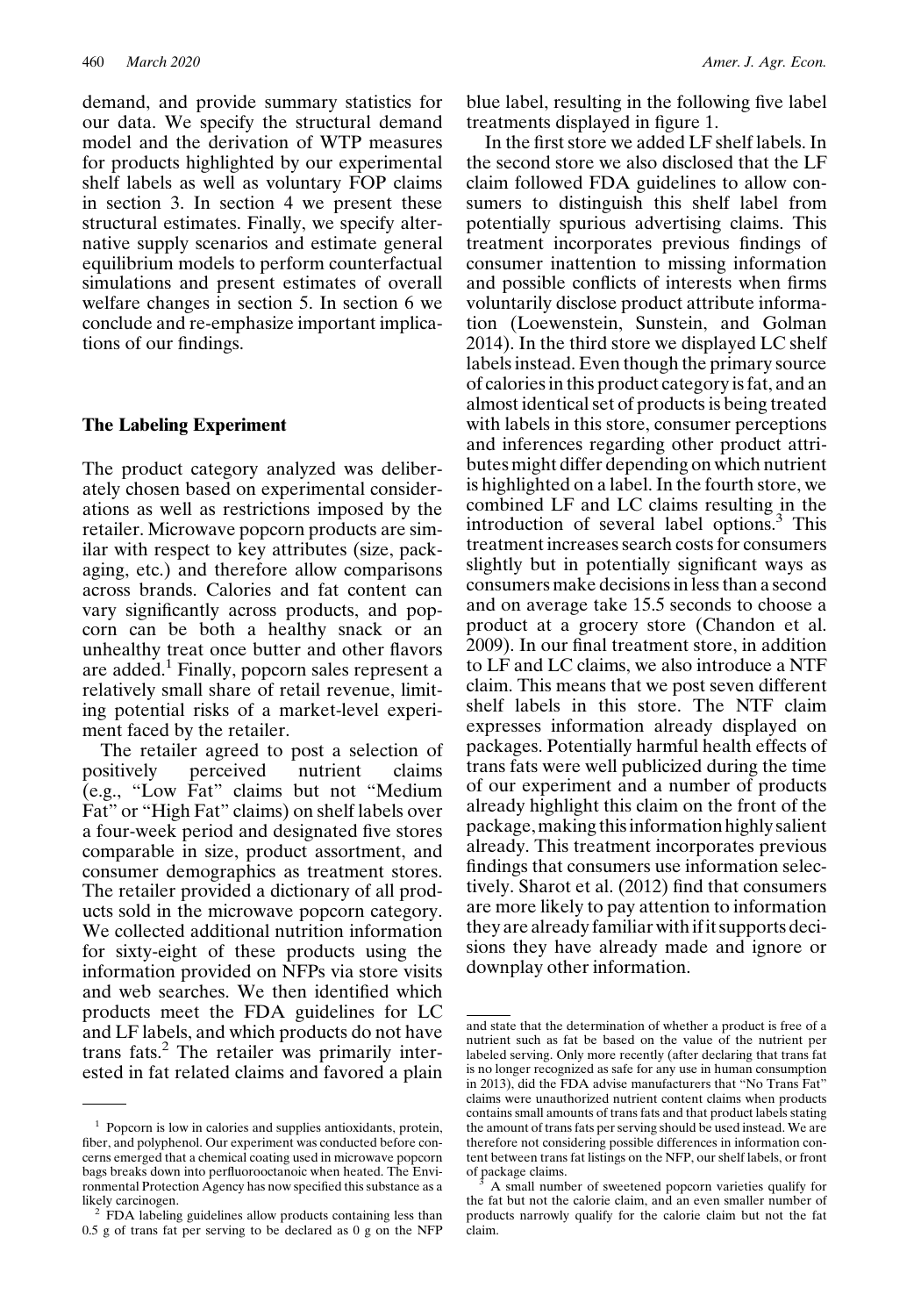demand, and provide summary statistics for our data. We specify the structural demand model and the derivation of WTP measures for products highlighted by our experimental shelf labels as well as voluntary FOP claims in section 3. In section 4 we present these structural estimates. Finally, we specify alternative supply scenarios and estimate general equilibrium models to perform counterfactual simulations and present estimates of overall welfare changes in section 5. In section 6 we conclude and re-emphasize important implications of our findings.

## The Labeling Experiment

The product category analyzed was deliberately chosen based on experimental considerations as well as restrictions imposed by the retailer. Microwave popcorn products are similar with respect to key attributes (size, packaging, etc.) and therefore allow comparisons across brands. Calories and fat content can vary significantly across products, and popcorn can be both a healthy snack or an unhealthy treat once butter and other flavors are added.[1] Finally, popcorn sales represent a relatively small share of retail revenue, limiting potential risks of a market-level experiment faced by the retailer.

The retailer agreed to post a selection of positively perceived nutrient claims (e.g., "Low Fat" claims but not "Medium Fat" or "High Fat" claims) on shelf labels over a four-week period and designated five stores comparable in size, product assortment, and consumer demographics as treatment stores. The retailer provided a dictionary of all products sold in the microwave popcorn category. We collected additional nutrition information for sixty-eight of these products using the information provided on NFPs via store visits and web searches. We then identified which products meet the FDA guidelines for LC and LF labels, and which products do not have trans fats.[2] The retailer was primarily interested in fat related claims and favored a plain blue label, resulting in the following five label treatments displayed in figure 1.

In the first store we added LF shelf labels. In the second store we also disclosed that the LF claim followed FDA guidelines to allow consumers to distinguish this shelf label from potentially spurious advertising claims. This treatment incorporates previous findings of consumer inattention to missing information and possible conflicts of interests when firms voluntarily disclose product attribute information (Loewenstein, Sunstein, and Golman 2014). In the third store we displayed LC shelf labels instead. Even though the primary source of calories in this product category is fat, and an almost identical set of products is being treated with labels in this store, consumer perceptions and inferences regarding other product attributes might differ depending on which nutrient is highlighted on a label. In the fourth store, we combined LF and LC claims resulting in the introduction of several label options.[3] This treatment increases search costs for consumers slightly but in potentially significant ways as consumers make decisions in less than a second and on average take 15.5 seconds to choose a product at a grocery store (Chandon et al. 2009). In our final treatment store, in addition to LF and LC claims, we also introduce a NTF claim. This means that we post seven different shelf labels in this store. The NTF claim expresses information already displayed on packages. Potentially harmful health effects of trans fats were well publicized during the time of our experiment and a number of products already highlight this claim on the front of the package, making this information highly salient already. This treatment incorporates previous findings that consumers use information selectively. Sharot et al. (2012) find that consumers are more likely to pay attention to information they are already familiar with if it supports decisions they have already made and ignore or downplay other information.

---

[1] Popcorn is low in calories and supplies antioxidants, protein, fiber, and polyphenol. Our experiment was conducted before concerns emerged that a chemical coating used in microwave popcorn bags breaks down into perfluorooctanoic when heated. The Environmental Protection Agency has now specified this substance as a likely carcinogen.

[2] FDA labeling guidelines allow products containing less than 0.5 g of trans fat per serving to be declared as 0 g on the NFP and state that the determination of whether a product is free of a nutrient such as fat be based on the value of the nutrient per labeled serving. Only more recently (after declaring that trans fat is no longer recognized as safe for any use in human consumption in 2013), did the FDA advise manufacturers that "No Trans Fat" claims were unauthorized nutrient content claims when products contains small amounts of trans fats and that product labels stating the amount of trans fats per serving should be used instead. We are therefore not considering possible differences in information content between trans fat listings on the NFP, our shelf labels, or front of package claims.

[3] A small number of sweetened popcorn varieties qualify for the fat but not the calorie claim, and an even smaller number of products narrowly qualify for the calorie claim but not the fat claim.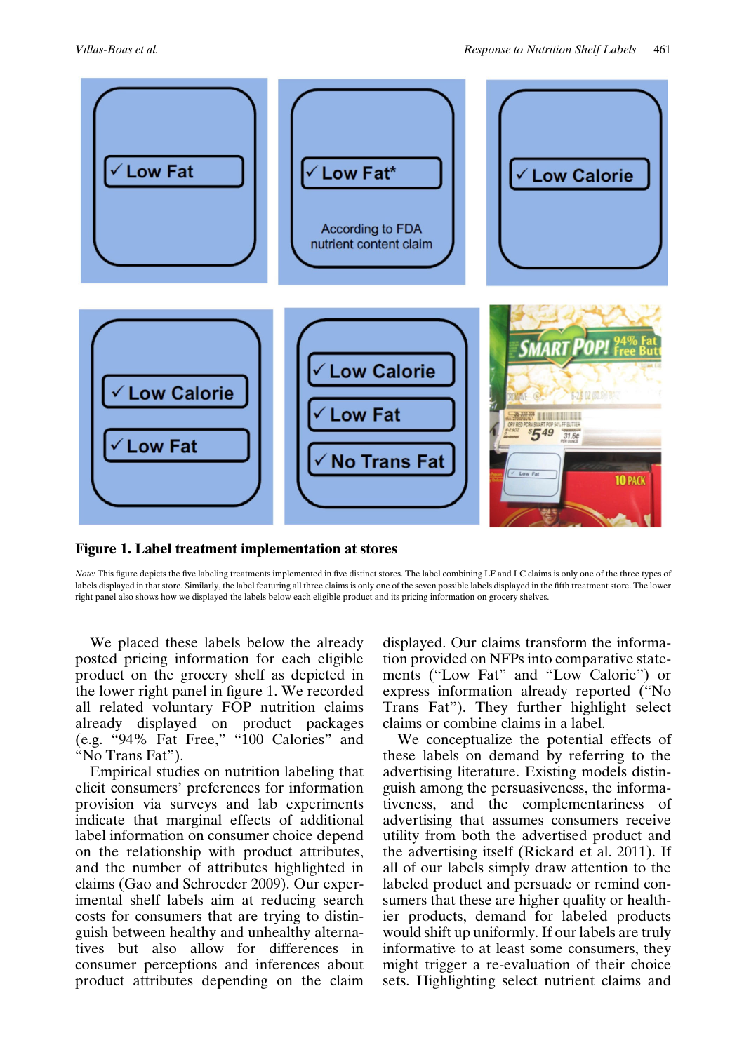✓ Low Fat

✓ Low Fat*

According to FDA nutrient content claim

✓ Low Calorie

✓ Low Calorie

✓ Low Fat

✓ Low Calorie

✓ Low Fat

✓ No Trans Fat

**Figure 1. Label treatment implementation at stores**

*Note:* This figure depicts the five labeling treatments implemented in five distinct stores. The label combining LF and LC claims is only one of the three types of labels displayed in that store. Similarly, the label featuring all three claims is only one of the seven possible labels displayed in the fifth treatment store. The lower right panel also shows how we displayed the labels below each eligible product and its pricing information on grocery shelves.

We placed these labels below the already posted pricing information for each eligible product on the grocery shelf as depicted in the lower right panel in figure 1. We recorded all related voluntary FOP nutrition claims already displayed on product packages (e.g. "94% Fat Free," "100 Calories" and "No Trans Fat").

Empirical studies on nutrition labeling that elicit consumers' preferences for information provision via surveys and lab experiments indicate that marginal effects of additional label information on consumer choice depend on the relationship with product attributes, and the number of attributes highlighted in claims (Gao and Schroeder 2009). Our experimental shelf labels aim at reducing search costs for consumers that are trying to distinguish between healthy and unhealthy alternatives but also allow for differences in consumer perceptions and inferences about product attributes depending on the claim displayed. Our claims transform the information provided on NFPs into comparative statements ("Low Fat" and "Low Calorie") or express information already reported ("No Trans Fat"). They further highlight select claims or combine claims in a label.

We conceptualize the potential effects of these labels on demand by referring to the advertising literature. Existing models distinguish among the persuasiveness, the informativeness, and the complementariness of advertising that assumes consumers receive utility from both the advertised product and the advertising itself (Rickard et al. 2011). If all of our labels simply draw attention to the labeled product and persuade or remind consumers that these are higher quality or healthier products, demand for labeled products would shift up uniformly. If our labels are truly informative to at least some consumers, they might trigger a re-evaluation of their choice sets. Highlighting select nutrient claims and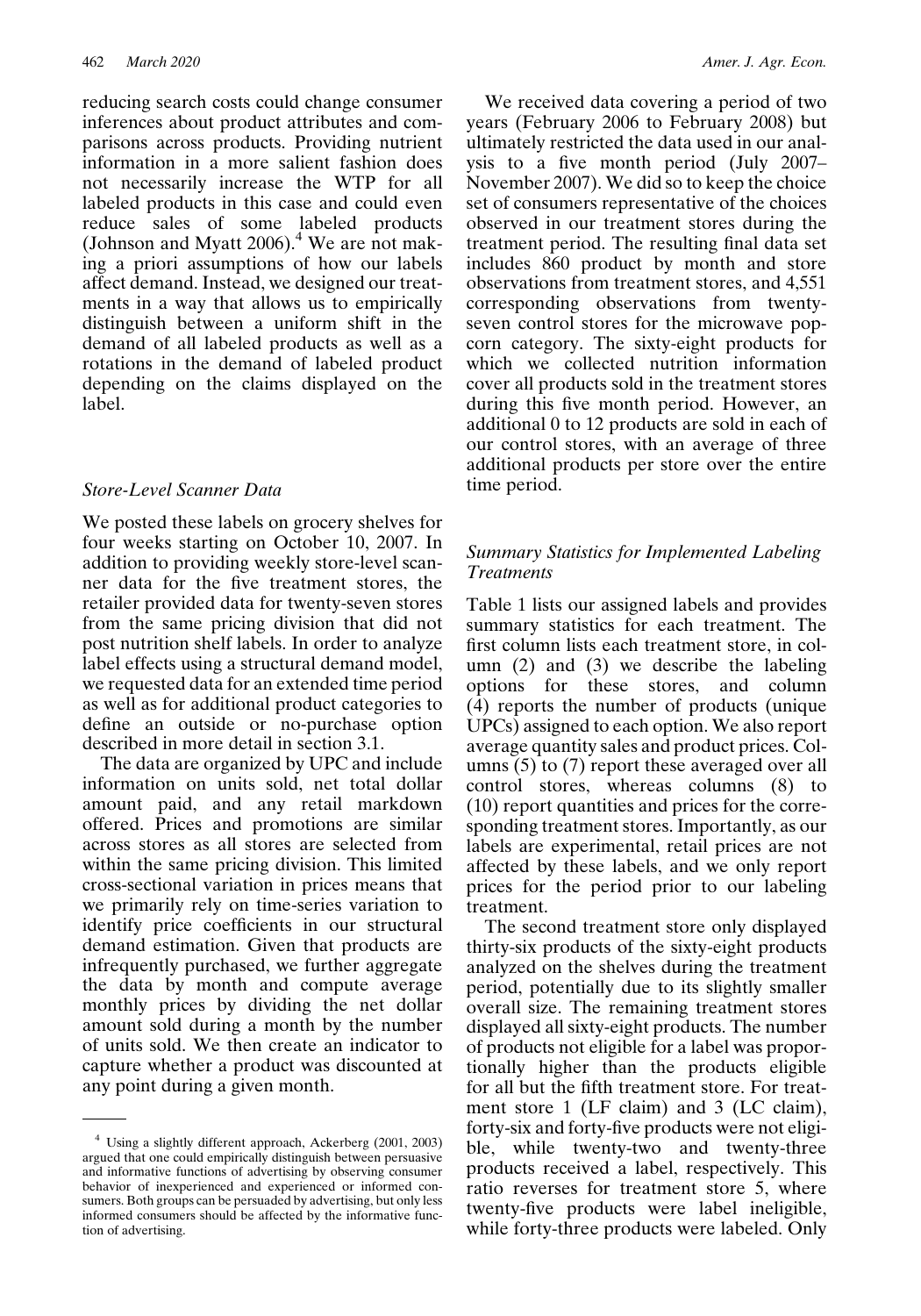reducing search costs could change consumer inferences about product attributes and comparisons across products. Providing nutrient information in a more salient fashion does not necessarily increase the WTP for all labeled products in this case and could even reduce sales of some labeled products (Johnson and Myatt 2006).[4] We are not making a priori assumptions of how our labels affect demand. Instead, we designed our treatments in a way that allows us to empirically distinguish between a uniform shift in the demand of all labeled products as well as a rotations in the demand of labeled product depending on the claims displayed on the label.

### *Store-Level Scanner Data*

We posted these labels on grocery shelves for four weeks starting on October 10, 2007. In addition to providing weekly store-level scanner data for the five treatment stores, the retailer provided data for twenty-seven stores from the same pricing division that did not post nutrition shelf labels. In order to analyze label effects using a structural demand model, we requested data for an extended time period as well as for additional product categories to define an outside or no-purchase option described in more detail in section 3.1.

The data are organized by UPC and include information on units sold, net total dollar amount paid, and any retail markdown offered. Prices and promotions are similar across stores as all stores are selected from within the same pricing division. This limited cross-sectional variation in prices means that we primarily rely on time-series variation to identify price coefficients in our structural demand estimation. Given that products are infrequently purchased, we further aggregate the data by month and compute average monthly prices by dividing the net dollar amount sold during a month by the number of units sold. We then create an indicator to capture whether a product was discounted at any point during a given month.

We received data covering a period of two years (February 2006 to February 2008) but ultimately restricted the data used in our analysis to a five month period (July 2007–November 2007). We did so to keep the choice set of consumers representative of the choices observed in our treatment stores during the treatment period. The resulting final data set includes 860 product by month and store observations from treatment stores, and 4,551 corresponding observations from twenty-seven control stores for the microwave popcorn category. The sixty-eight products for which we collected nutrition information cover all products sold in the treatment stores during this five month period. However, an additional 0 to 12 products are sold in each of our control stores, with an average of three additional products per store over the entire time period.

### *Summary Statistics for Implemented Labeling Treatments*

Table 1 lists our assigned labels and provides summary statistics for each treatment. The first column lists each treatment store, in column (2) and (3) we describe the labeling options for these stores, and column (4) reports the number of products (unique UPCs) assigned to each option. We also report average quantity sales and product prices. Columns (5) to (7) report these averaged over all control stores, whereas columns (8) to (10) report quantities and prices for the corresponding treatment stores. Importantly, as our labels are experimental, retail prices are not affected by these labels, and we only report prices for the period prior to our labeling treatment.

The second treatment store only displayed thirty-six products of the sixty-eight products analyzed on the shelves during the treatment period, potentially due to its slightly smaller overall size. The remaining treatment stores displayed all sixty-eight products. The number of products not eligible for a label was proportionally higher than the products eligible for all but the fifth treatment store. For treatment store 1 (LF claim) and 3 (LC claim), forty-six and forty-five products were not eligible, while twenty-two and twenty-three products received a label, respectively. This ratio reverses for treatment store 5, where twenty-five products were label ineligible, while forty-three products were labeled. Only

[4] Using a slightly different approach, Ackerberg (2001, 2003) argued that one could empirically distinguish between persuasive and informative functions of advertising by observing consumer behavior of inexperienced and experienced or informed consumers. Both groups can be persuaded by advertising, but only less informed consumers should be affected by the informative function of advertising.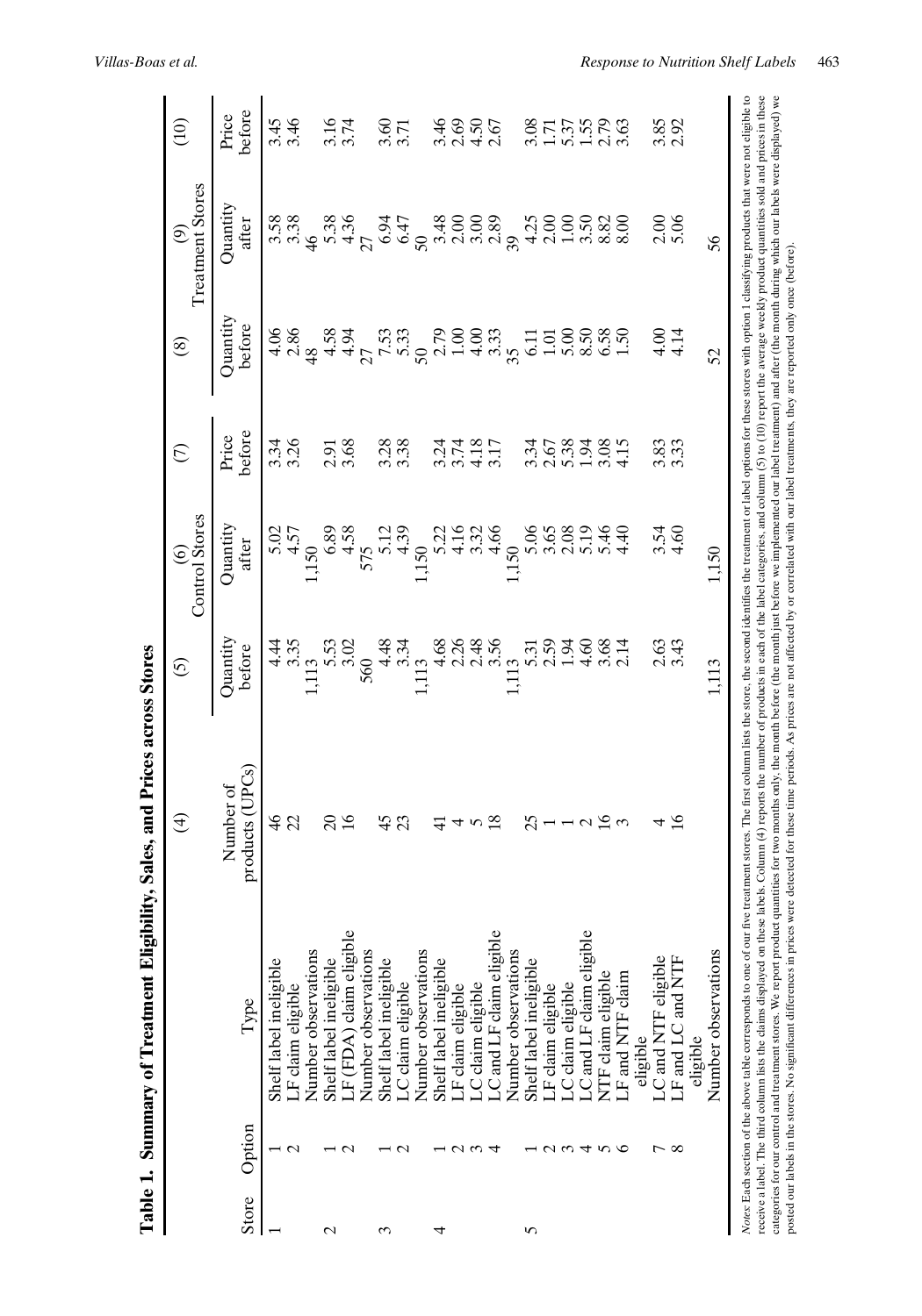**Table 1. Summary of Treatment Eligibility, Sales, and Prices across Stores**

| Store | Option | Type | (4) Number of products (UPCs) | (5) Control Stores Quantity before | (6) Control Stores Quantity after | (7) Control Stores Price before | (8) Treatment Stores Quantity before | (9) Treatment Stores Quantity after | (10) Treatment Stores Price before |
|---|---|---|---|---|---|---|---|---|---|
| 1 | 1 | Shelf label ineligible | 46 | 4.44 | 5.02 | 3.34 | 4.06 | 3.58 | 3.45 |
| | 2 | LF claim eligible | 22 | 3.35 | 4.57 | 3.26 | 2.86 | 3.38 | 3.46 |
| | | Number observations | | 1,113 | 1,150 | | 48 | 46 | |
| 2 | 1 | Shelf label ineligible | 20 | 5.53 | 6.89 | 2.91 | 4.58 | 5.38 | 3.16 |
| | 2 | LF (FDA) claim eligible | 16 | 3.02 | 4.58 | 3.68 | 4.94 | 4.36 | 3.74 |
| | | Number observations | | 560 | 575 | | 27 | 27 | |
| 3 | 1 | Shelf label ineligible | 45 | 4.48 | 5.12 | 3.28 | 7.53 | 6.94 | 3.60 |
| | 2 | LC claim eligible | 23 | 3.34 | 4.39 | 3.38 | 5.33 | 6.47 | 3.71 |
| | | Number observations | | 1,113 | 1,150 | | 50 | 50 | |
| 4 | 1 | Shelf label ineligible | 41 | 4.68 | 5.22 | 3.24 | 2.79 | 3.48 | 3.46 |
| | 2 | LF claim eligible | 4 | 2.26 | 4.16 | 3.74 | 1.00 | 2.00 | 2.69 |
| | 3 | LC claim eligible | 5 | 2.48 | 3.32 | 4.18 | 4.00 | 3.00 | 4.50 |
| | 4 | LC and LF claim eligible | 18 | 3.56 | 4.66 | 3.17 | 3.33 | 2.89 | 2.67 |
| | | Number observations | | 1,113 | 1,150 | | 35 | 39 | |
| 5 | 1 | Shelf label ineligible | 25 | 5.31 | 5.06 | 3.34 | 6.11 | 4.25 | 3.08 |
| | 2 | LF claim eligible | 1 | 2.59 | 3.65 | 2.67 | 1.01 | 2.00 | 1.71 |
| | 3 | LC claim eligible | 1 | 1.94 | 2.08 | 5.38 | 5.00 | 1.00 | 5.37 |
| | 4 | LC and LF claim eligible | 2 | 4.60 | 5.19 | 1.94 | 8.50 | 3.50 | 1.55 |
| | 5 | NTF claim eligible | 16 | 3.68 | 5.46 | 3.08 | 6.58 | 8.82 | 2.79 |
| | 6 | LF and NTF claim eligible | 3 | 2.14 | 4.40 | 4.15 | 1.50 | 8.00 | 3.63 |
| | 7 | LC and NTF eligible | 4 | 2.63 | 3.54 | 3.83 | 4.00 | 2.00 | 3.85 |
| | 8 | LF and LC and NTF eligible | 16 | 3.43 | 4.60 | 3.33 | 4.14 | 5.06 | 2.92 |
| | | Number observations | | 1,113 | 1,150 | | 52 | 56 | |

*Notes*: Each section of the above table corresponds to one of our five treatment stores. The first column lists the store, the second identifies the treatment or label options for these stores with option 1 classifying products that were not eligible to receive a label. The third column lists the claims displayed on these labels. Column (4) reports the number of products in each of the label categories, and column (5) to (10) report the average weekly product quantities sold and prices in these categories for our control and treatment stores. We report product quantities for two months only, the month before (the month just before we implemented our label treatment) and after (the month during which our labels were displayed) we posted our labels in the stores. No significant differences in prices were detected for these time periods. As prices are not affected by or correlated with our label treatments, they are reported only once (before).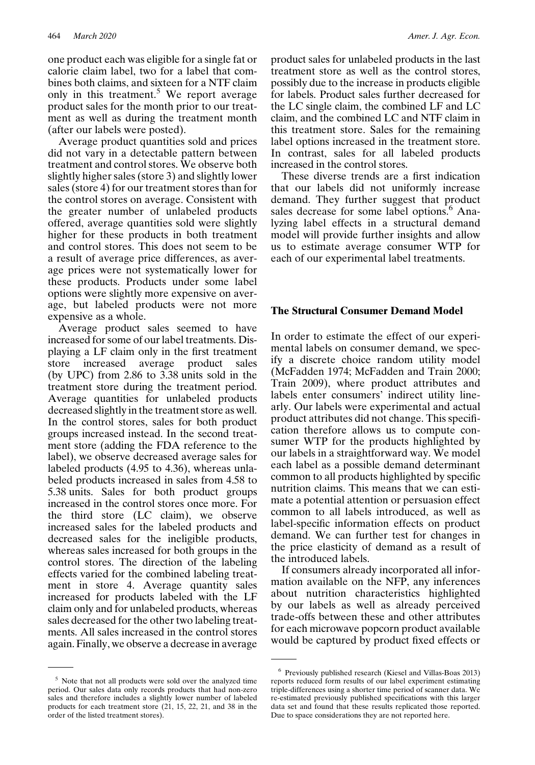one product each was eligible for a single fat or calorie claim label, two for a label that combines both claims, and sixteen for a NTF claim only in this treatment.[5] We report average product sales for the month prior to our treatment as well as during the treatment month (after our labels were posted).

Average product quantities sold and prices did not vary in a detectable pattern between treatment and control stores. We observe both slightly higher sales (store 3) and slightly lower sales (store 4) for our treatment stores than for the control stores on average. Consistent with the greater number of unlabeled products offered, average quantities sold were slightly higher for these products in both treatment and control stores. This does not seem to be a result of average price differences, as average prices were not systematically lower for these products. Products under some label options were slightly more expensive on average, but labeled products were not more expensive as a whole.

Average product sales seemed to have increased for some of our label treatments. Displaying a LF claim only in the first treatment store increased average product sales (by UPC) from 2.86 to 3.38 units sold in the treatment store during the treatment period. Average quantities for unlabeled products decreased slightly in the treatment store as well. In the control stores, sales for both product groups increased instead. In the second treatment store (adding the FDA reference to the label), we observe decreased average sales for labeled products (4.95 to 4.36), whereas unlabeled products increased in sales from 4.58 to 5.38 units. Sales for both product groups increased in the control stores once more. For the third store (LC claim), we observe increased sales for the labeled products and decreased sales for the ineligible products, whereas sales increased for both groups in the control stores. The direction of the labeling effects varied for the combined labeling treatment in store 4. Average quantity sales increased for products labeled with the LF claim only and for unlabeled products, whereas sales decreased for the other two labeling treatments. All sales increased in the control stores again. Finally, we observe a decrease in average product sales for unlabeled products in the last treatment store as well as the control stores, possibly due to the increase in products eligible for labels. Product sales further decreased for the LC single claim, the combined LF and LC claim, and the combined LC and NTF claim in this treatment store. Sales for the remaining label options increased in the treatment store. In contrast, sales for all labeled products increased in the control stores.

These diverse trends are a first indication that our labels did not uniformly increase demand. They further suggest that product sales decrease for some label options.[6] Analyzing label effects in a structural demand model will provide further insights and allow us to estimate average consumer WTP for each of our experimental label treatments.

## The Structural Consumer Demand Model

In order to estimate the effect of our experimental labels on consumer demand, we specify a discrete choice random utility model (McFadden 1974; McFadden and Train 2000; Train 2009), where product attributes and labels enter consumers' indirect utility linearly. Our labels were experimental and actual product attributes did not change. This specification therefore allows us to compute consumer WTP for the products highlighted by our labels in a straightforward way. We model each label as a possible demand determinant common to all products highlighted by specific nutrition claims. This means that we can estimate a potential attention or persuasion effect common to all labels introduced, as well as label-specific information effects on product demand. We can further test for changes in the price elasticity of demand as a result of the introduced labels.

If consumers already incorporated all information available on the NFP, any inferences about nutrition characteristics highlighted by our labels as well as already perceived trade-offs between these and other attributes for each microwave popcorn product available would be captured by product fixed effects or

---

[5] Note that not all products were sold over the analyzed time period. Our sales data only records products that had non-zero sales and therefore includes a slightly lower number of labeled products for each treatment store (21, 15, 22, 21, and 38 in the order of the listed treatment stores).

[6] Previously published research (Kiesel and Villas-Boas 2013) reports reduced form results of our label experiment estimating triple-differences using a shorter time period of scanner data. We re-estimated previously published specifications with this larger data set and found that these results replicated those reported. Due to space considerations they are not reported here.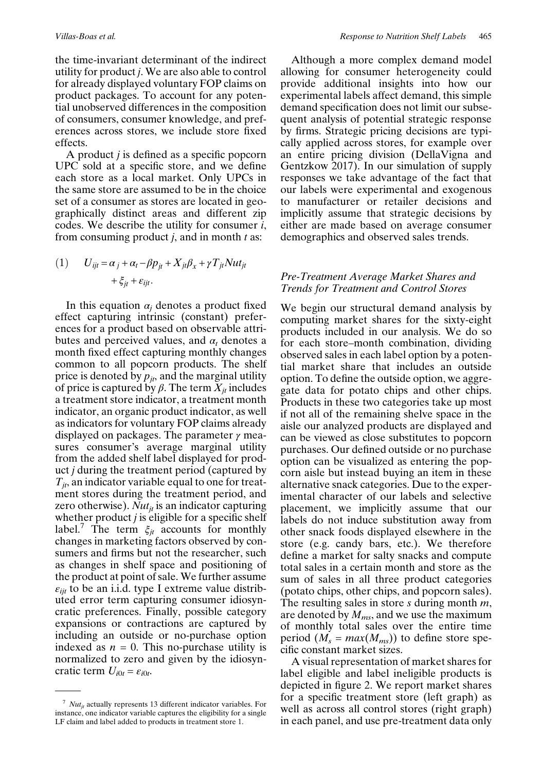the time-invariant determinant of the indirect utility for product $j$. We are also able to control for already displayed voluntary FOP claims on product packages. To account for any potential unobserved differences in the composition of consumers, consumer knowledge, and preferences across stores, we include store fixed effects.

A product $j$ is defined as a specific popcorn UPC sold at a specific store, and we define each store as a local market. Only UPCs in the same store are assumed to be in the choice set of a consumer as stores are located in geographically distinct areas and different zip codes. We describe the utility for consumer $i$, from consuming product $j$, and in month $t$ as:

$$(1) \quad U_{ijt} = \alpha_j + \alpha_t - \beta p_{jt} + X_{jt}\beta_x + \gamma T_{jt} Nut_{jt} + \xi_{jt} + \varepsilon_{ijt}.$$

In this equation $\alpha_j$ denotes a product fixed effect capturing intrinsic (constant) preferences for a product based on observable attributes and perceived values, and $\alpha_t$ denotes a month fixed effect capturing monthly changes common to all popcorn products. The shelf price is denoted by $p_{jt}$, and the marginal utility of price is captured by $\beta$. The term $X_{jt}$ includes a treatment store indicator, a treatment month indicator, an organic product indicator, as well as indicators for voluntary FOP claims already displayed on packages. The parameter $\gamma$ measures consumer's average marginal utility from the added shelf label displayed for product $j$ during the treatment period (captured by $T_{jt}$, an indicator variable equal to one for treatment stores during the treatment period, and zero otherwise). $Nut_{jt}$ is an indicator capturing whether product $j$ is eligible for a specific shelf label.[7] The term $\xi_{jt}$ accounts for monthly changes in marketing factors observed by consumers and firms but not the researcher, such as changes in shelf space and positioning of the product at point of sale. We further assume $\varepsilon_{ijt}$ to be an i.i.d. type I extreme value distributed error term capturing consumer idiosyncratic preferences. Finally, possible category expansions or contractions are captured by including an outside or no-purchase option indexed as $n = 0$. This no-purchase utility is normalized to zero and given by the idiosyncratic term $U_{i0t} = \varepsilon_{i0t}$.

[7] $Nut_{jt}$ actually represents 13 different indicator variables. For instance, one indicator variable captures the eligibility for a single LF claim and label added to products in treatment store 1.

Although a more complex demand model allowing for consumer heterogeneity could provide additional insights into how our experimental labels affect demand, this simple demand specification does not limit our subsequent analysis of potential strategic response by firms. Strategic pricing decisions are typically applied across stores, for example over an entire pricing division (DellaVigna and Gentzkow 2017). In our simulation of supply responses we take advantage of the fact that our labels were experimental and exogenous to manufacturer or retailer decisions and implicitly assume that strategic decisions by either are made based on average consumer demographics and observed sales trends.

### *Pre-Treatment Average Market Shares and Trends for Treatment and Control Stores*

We begin our structural demand analysis by computing market shares for the sixty-eight products included in our analysis. We do so for each store–month combination, dividing observed sales in each label option by a potential market share that includes an outside option. To define the outside option, we aggregate data for potato chips and other chips. Products in these two categories take up most if not all of the remaining shelve space in the aisle our analyzed products are displayed and can be viewed as close substitutes to popcorn purchases. Our defined outside or no purchase option can be visualized as entering the popcorn aisle but instead buying an item in these alternative snack categories. Due to the experimental character of our labels and selective placement, we implicitly assume that our labels do not induce substitution away from other snack foods displayed elsewhere in the store (e.g. candy bars, etc.). We therefore define a market for salty snacks and compute total sales in a certain month and store as the sum of sales in all three product categories (potato chips, other chips, and popcorn sales). The resulting sales in store $s$ during month $m$, are denoted by $M_{ms}$, and we use the maximum of monthly total sales over the entire time period ($M_s = max(M_{ms})$) to define store specific constant market sizes.

A visual representation of market shares for label eligible and label ineligible products is depicted in figure 2. We report market shares for a specific treatment store (left graph) as well as across all control stores (right graph) in each panel, and use pre-treatment data only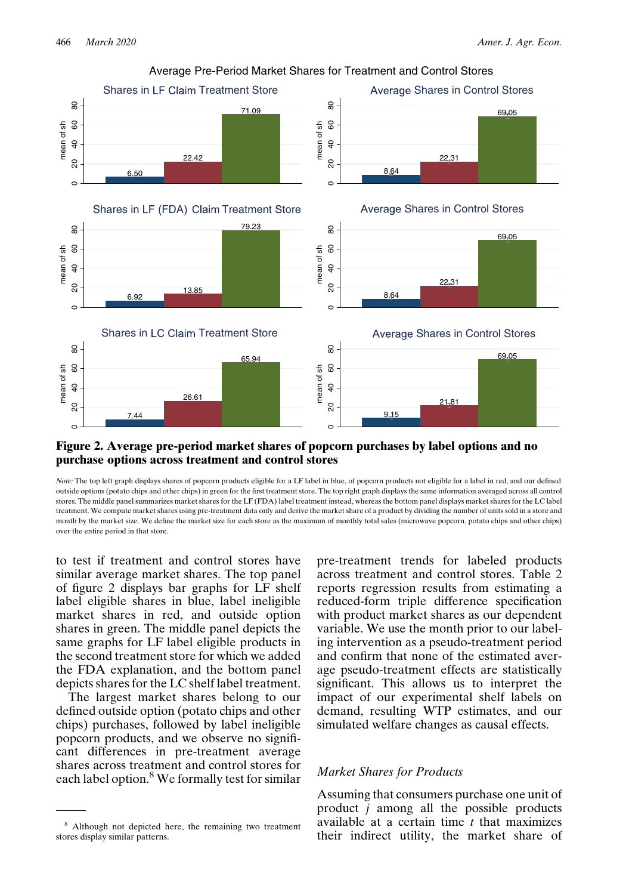Average Pre-Period Market Shares for Treatment and Control Stores

Shares in LF Claim Treatment Store

mean of sh

0 20 40 60 80

6.50

22.42

71.09

Average Shares in Control Stores

mean of sh

0 20 40 60 80

8.64

22.31

69.05

Shares in LF (FDA) Claim Treatment Store

mean of sh

0 20 40 60 80

6.92

13.85

79.23

Average Shares in Control Stores

mean of sh

0 20 40 60 80

8.64

22.31

69.05

Shares in LC Claim Treatment Store

mean of sh

0 20 40 60 80

7.44

26.61

65.94

Average Shares in Control Stores

mean of sh

0 20 40 60 80

9.15

21.81

69.05

**Figure 2. Average pre-period market shares of popcorn purchases by label options and no purchase options across treatment and control stores**

*Note:* The top left graph displays shares of popcorn products eligible for a LF label in blue, of popcorn products not eligible for a label in red, and our defined outside options (potato chips and other chips) in green for the first treatment store. The top right graph displays the same information averaged across all control stores. The middle panel summarizes market shares for the LF (FDA) label treatment instead, whereas the bottom panel displays market shares for the LC label treatment. We compute market shares using pre-treatment data only and derive the market share of a product by dividing the number of units sold in a store and month by the market size. We define the market size for each store as the maximum of monthly total sales (microwave popcorn, potato chips and other chips) over the entire period in that store.

to test if treatment and control stores have similar average market shares. The top panel of figure 2 displays bar graphs for LF shelf label eligible shares in blue, label ineligible market shares in red, and outside option shares in green. The middle panel depicts the same graphs for LF label eligible products in the second treatment store for which we added the FDA explanation, and the bottom panel depicts shares for the LC shelf label treatment.

The largest market shares belong to our defined outside option (potato chips and other chips) purchases, followed by label ineligible popcorn products, and we observe no significant differences in pre-treatment average shares across treatment and control stores for each label option.[8] We formally test for similar pre-treatment trends for labeled products across treatment and control stores. Table 2 reports regression results from estimating a reduced-form triple difference specification with product market shares as our dependent variable. We use the month prior to our labeling intervention as a pseudo-treatment period and confirm that none of the estimated average pseudo-treatment effects are statistically significant. This allows us to interpret the impact of our experimental shelf labels on demand, resulting WTP estimates, and our simulated welfare changes as causal effects.

### *Market Shares for Products*

Assuming that consumers purchase one unit of product $j$ among all the possible products available at a certain time $t$ that maximizes their indirect utility, the market share of

[8] Although not depicted here, the remaining two treatment stores display similar patterns.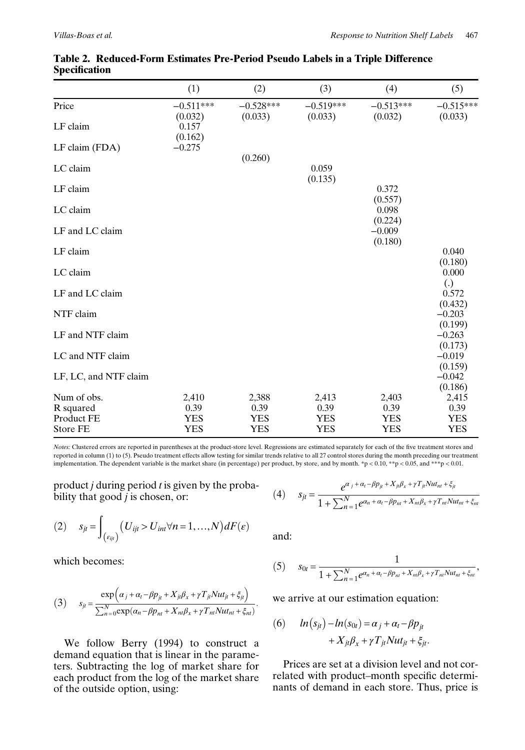**Table 2. Reduced-Form Estimates Pre-Period Pseudo Labels in a Triple Difference Specification**

| | (1) | (2) | (3) | (4) | (5) |
|---|---|---|---|---|---|
| Price | −0.511*** | −0.528*** | −0.519*** | −0.513*** | −0.515*** |
| | (0.032) | (0.033) | (0.033) | (0.032) | (0.033) |
| LF claim | 0.157 | | | | |
| | (0.162) | | | | |
| LF claim (FDA) | −0.275 | | | | |
| | | (0.260) | | | |
| LC claim | | | 0.059 | | |
| | | | (0.135) | | |
| LF claim | | | | 0.372 | |
| | | | | (0.557) | |
| LC claim | | | | 0.098 | |
| | | | | (0.224) | |
| LF and LC claim | | | | −0.009 | |
| | | | | (0.180) | |
| LF claim | | | | | 0.040 |
| | | | | | (0.180) |
| LC claim | | | | | 0.000 |
| | | | | | (.) |
| LF and LC claim | | | | | 0.572 |
| | | | | | (0.432) |
| NTF claim | | | | | −0.203 |
| | | | | | (0.199) |
| LF and NTF claim | | | | | −0.263 |
| | | | | | (0.173) |
| LC and NTF claim | | | | | −0.019 |
| | | | | | (0.159) |
| LF, LC, and NTF claim | | | | | −0.042 |
| | | | | | (0.186) |
| Num of obs. | 2,410 | 2,388 | 2,413 | 2,403 | 2,415 |
| R squared | 0.39 | 0.39 | 0.39 | 0.39 | 0.39 |
| Product FE | YES | YES | YES | YES | YES |
| Store FE | YES | YES | YES | YES | YES |

*Notes:* Clustered errors are reported in parentheses at the product-store level. Regressions are estimated separately for each of the five treatment stores and reported in column (1) to (5). Pseudo treatment effects allow testing for similar trends relative to all 27 control stores during the month preceding our treatment implementation. The dependent variable is the market share (in percentage) per product, by store, and by month. *p < 0.10, **p < 0.05, and ***p < 0.01.

product $j$ during period $t$ is given by the probability that good $j$ is chosen, or:

$$(2) \quad s_{jt} = \int_{(\varepsilon_{ijt})} \left(U_{ijt} > U_{int} \forall n = 1, \ldots, N\right) dF(\varepsilon)$$

which becomes:

$$(3) \quad s_{jt} = \frac{\exp\left(\alpha_j + \alpha_t - \beta p_{jt} + X_{jt}\beta_x + \gamma T_{jt} Nut_{jt} + \xi_{jt}\right)}{\sum_{n=0}^{N} \exp(\alpha_n - \beta p_{nt} + X_{nt}\beta_x + \gamma T_{nt} Nut_{nt} + \xi_{nt})}.$$

We follow Berry (1994) to construct a demand equation that is linear in the parameters. Subtracting the log of market share for each product from the log of the market share of the outside option, using:

$$(4) \quad s_{jt} = \frac{e^{\alpha_j + \alpha_t - \beta p_{jt} + X_{jt}\beta_x + \gamma T_{jt} Nut_{nt} + \xi_{jt}}}{1 + \sum_{n=1}^{N} e^{\alpha_n + \alpha_t - \beta p_{nt} + X_{nt}\beta_x + \gamma T_{nt} Nut_{nt} + \xi_{nt}}}$$

and:

$$(5) \quad s_{0t} = \frac{1}{1 + \sum_{n=1}^{N} e^{\alpha_n + \alpha_t - \beta p_{nt} + X_{nt}\beta_x + \gamma T_{nt} Nut_{nt} + \xi_{nt}}},$$

we arrive at our estimation equation:

$$(6) \quad ln(s_{jt}) - ln(s_{0t}) = \alpha_j + \alpha_t - \beta p_{jt} + X_{jt}\beta_x + \gamma T_{jt} Nut_{jt} + \xi_{jt}.$$

Prices are set at a division level and not correlated with product–month specific determinants of demand in each store. Thus, price is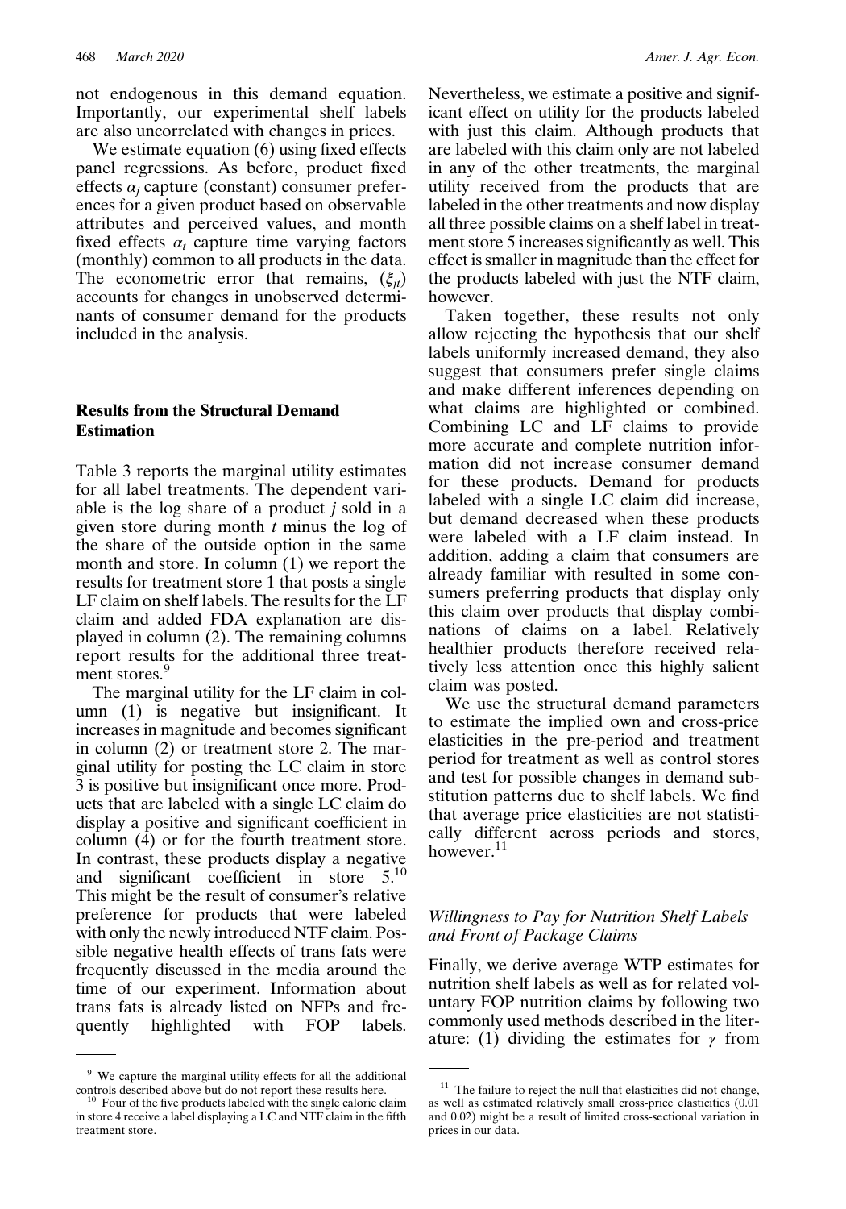not endogenous in this demand equation. Importantly, our experimental shelf labels are also uncorrelated with changes in prices.

We estimate equation (6) using fixed effects panel regressions. As before, product fixed effects $\alpha_j$ capture (constant) consumer preferences for a given product based on observable attributes and perceived values, and month fixed effects $\alpha_t$ capture time varying factors (monthly) common to all products in the data. The econometric error that remains, $(\xi_{jt})$ accounts for changes in unobserved determinants of consumer demand for the products included in the analysis.

## Results from the Structural Demand Estimation

Table 3 reports the marginal utility estimates for all label treatments. The dependent variable is the log share of a product $j$ sold in a given store during month $t$ minus the log of the share of the outside option in the same month and store. In column (1) we report the results for treatment store 1 that posts a single LF claim on shelf labels. The results for the LF claim and added FDA explanation are displayed in column (2). The remaining columns report results for the additional three treatment stores.[9]

The marginal utility for the LF claim in column (1) is negative but insignificant. It increases in magnitude and becomes significant in column (2) or treatment store 2. The marginal utility for posting the LC claim in store 3 is positive but insignificant once more. Products that are labeled with a single LC claim do display a positive and significant coefficient in column (4) or for the fourth treatment store. In contrast, these products display a negative and significant coefficient in store 5.[10] This might be the result of consumer's relative preference for products that were labeled with only the newly introduced NTF claim. Possible negative health effects of trans fats were frequently discussed in the media around the time of our experiment. Information about trans fats is already listed on NFPs and frequently highlighted with FOP labels. Nevertheless, we estimate a positive and significant effect on utility for the products labeled with just this claim. Although products that are labeled with this claim only are not labeled in any of the other treatments, the marginal utility received from the products that are labeled in the other treatments and now display all three possible claims on a shelf label in treatment store 5 increases significantly as well. This effect is smaller in magnitude than the effect for the products labeled with just the NTF claim, however.

Taken together, these results not only allow rejecting the hypothesis that our shelf labels uniformly increased demand, they also suggest that consumers prefer single claims and make different inferences depending on what claims are highlighted or combined. Combining LC and LF claims to provide more accurate and complete nutrition information did not increase consumer demand for these products. Demand for products labeled with a single LC claim did increase, but demand decreased when these products were labeled with a LF claim instead. In addition, adding a claim that consumers are already familiar with resulted in some consumers preferring products that display only this claim over products that display combinations of claims on a label. Relatively healthier products therefore received relatively less attention once this highly salient claim was posted.

We use the structural demand parameters to estimate the implied own and cross-price elasticities in the pre-period and treatment period for treatment as well as control stores and test for possible changes in demand substitution patterns due to shelf labels. We find that average price elasticities are not statistically different across periods and stores, however.[11]

### *Willingness to Pay for Nutrition Shelf Labels and Front of Package Claims*

Finally, we derive average WTP estimates for nutrition shelf labels as well as for related voluntary FOP nutrition claims by following two commonly used methods described in the literature: (1) dividing the estimates for $\gamma$ from

---

[9] We capture the marginal utility effects for all the additional controls described above but do not report these results here.

[10] Four of the five products labeled with the single calorie claim in store 4 receive a label displaying a LC and NTF claim in the fifth treatment store.

[11] The failure to reject the null that elasticities did not change, as well as estimated relatively small cross-price elasticities (0.01 and 0.02) might be a result of limited cross-sectional variation in prices in our data.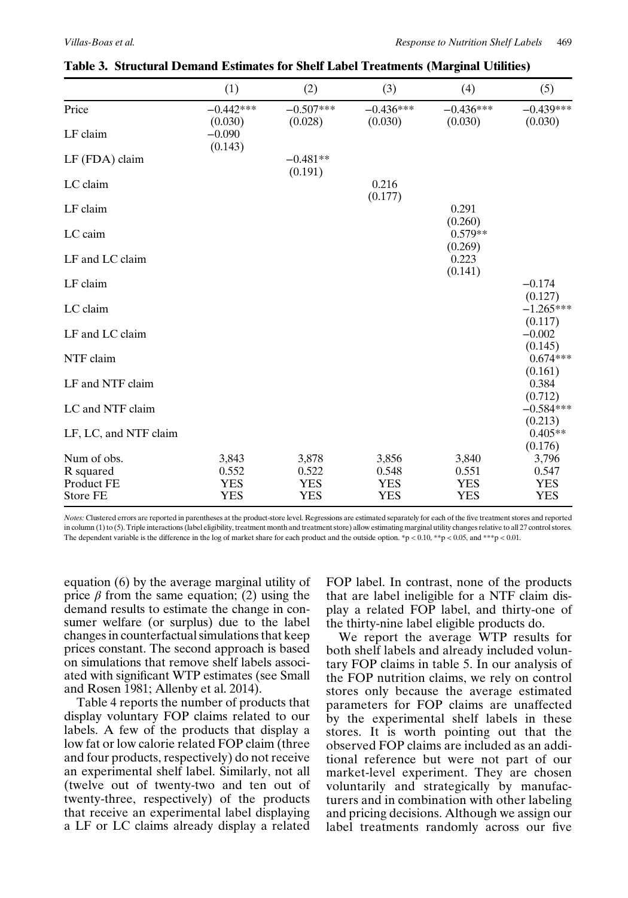**Table 3. Structural Demand Estimates for Shelf Label Treatments (Marginal Utilities)**

| | (1) | (2) | (3) | (4) | (5) |
|---|---|---|---|---|---|
| Price | −0.442*** | −0.507*** | −0.436*** | −0.436*** | −0.439*** |
| | (0.030) | (0.028) | (0.030) | (0.030) | (0.030) |
| LF claim | −0.090 | | | | |
| | (0.143) | | | | |
| LF (FDA) claim | | −0.481** | | | |
| | | (0.191) | | | |
| LC claim | | | 0.216 | | |
| | | | (0.177) | | |
| LF claim | | | | 0.291 | |
| | | | | (0.260) | |
| LC caim | | | | 0.579** | |
| | | | | (0.269) | |
| LF and LC claim | | | | 0.223 | |
| | | | | (0.141) | |
| LF claim | | | | | −0.174 |
| | | | | | (0.127) |
| LC claim | | | | | −1.265*** |
| | | | | | (0.117) |
| LF and LC claim | | | | | −0.002 |
| | | | | | (0.145) |
| NTF claim | | | | | 0.674*** |
| | | | | | (0.161) |
| LF and NTF claim | | | | | 0.384 |
| | | | | | (0.712) |
| LC and NTF claim | | | | | −0.584*** |
| | | | | | (0.213) |
| LF, LC, and NTF claim | | | | | 0.405** |
| | | | | | (0.176) |
| Num of obs. | 3,843 | 3,878 | 3,856 | 3,840 | 3,796 |
| R squared | 0.552 | 0.522 | 0.548 | 0.551 | 0.547 |
| Product FE | YES | YES | YES | YES | YES |
| Store FE | YES | YES | YES | YES | YES |

*Notes:* Clustered errors are reported in parentheses at the product-store level. Regressions are estimated separately for each of the five treatment stores and reported in column (1) to (5). Triple interactions (label eligibility, treatment month and treatment store) allow estimating marginal utility changes relative to all 27 control stores. The dependent variable is the difference in the log of market share for each product and the outside option. *p < 0.10, **p < 0.05, and ***p < 0.01.

equation (6) by the average marginal utility of price $\beta$ from the same equation; (2) using the demand results to estimate the change in consumer welfare (or surplus) due to the label changes in counterfactual simulations that keep prices constant. The second approach is based on simulations that remove shelf labels associated with significant WTP estimates (see Small and Rosen 1981; Allenby et al. 2014).

Table 4 reports the number of products that display voluntary FOP claims related to our labels. A few of the products that display a low fat or low calorie related FOP claim (three and four products, respectively) do not receive an experimental shelf label. Similarly, not all (twelve out of twenty-two and ten out of twenty-three, respectively) of the products that receive an experimental label displaying a LF or LC claims already display a related FOP label. In contrast, none of the products that are label ineligible for a NTF claim display a related FOP label, and thirty-one of the thirty-nine label eligible products do.

We report the average WTP results for both shelf labels and already included voluntary FOP claims in table 5. In our analysis of the FOP nutrition claims, we rely on control stores only because the average estimated parameters for FOP claims are unaffected by the experimental shelf labels in these stores. It is worth pointing out that the observed FOP claims are included as an additional reference but were not part of our market-level experiment. They are chosen voluntarily and strategically by manufacturers and in combination with other labeling and pricing decisions. Although we assign our label treatments randomly across our five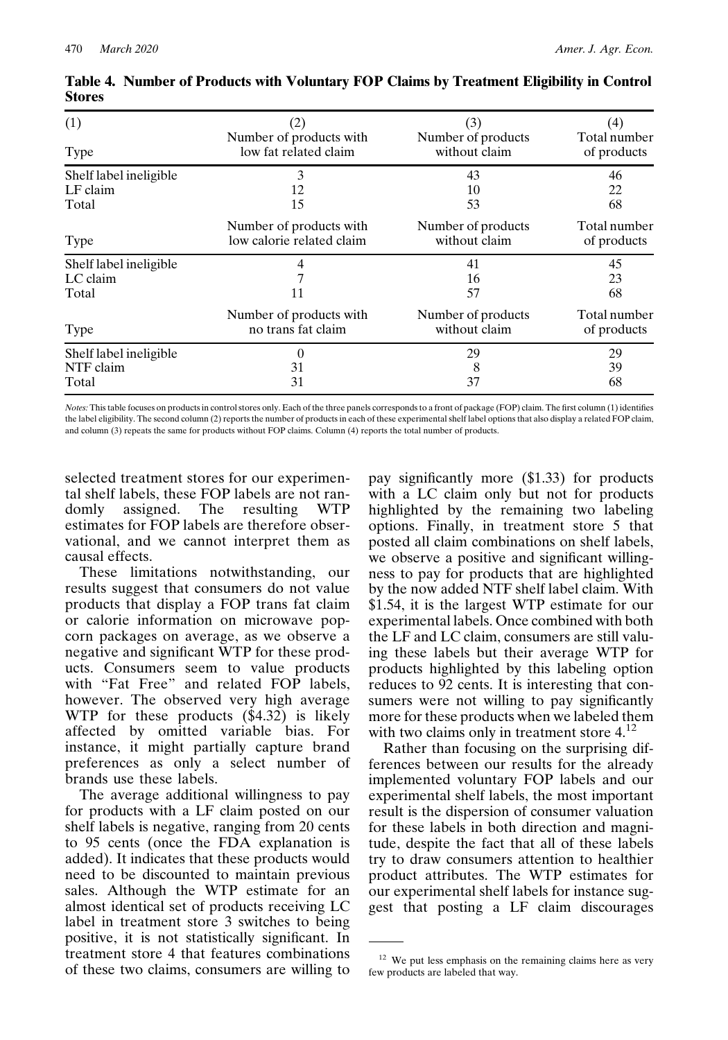**Table 4. Number of Products with Voluntary FOP Claims by Treatment Eligibility in Control Stores**

| (1) | (2) | (3) | (4) |
|---|---|---|---|
| Type | Number of products with low fat related claim | Number of products without claim | Total number of products |
| Shelf label ineligible | 3 | 43 | 46 |
| LF claim | 12 | 10 | 22 |
| Total | 15 | 53 | 68 |
| Type | Number of products with low calorie related claim | Number of products without claim | Total number of products |
| Shelf label ineligible | 4 | 41 | 45 |
| LC claim | 7 | 16 | 23 |
| Total | 11 | 57 | 68 |
| Type | Number of products with no trans fat claim | Number of products without claim | Total number of products |
| Shelf label ineligible | 0 | 29 | 29 |
| NTF claim | 31 | 8 | 39 |
| Total | 31 | 37 | 68 |

*Notes:* This table focuses on products in control stores only. Each of the three panels corresponds to a front of package (FOP) claim. The first column (1) identifies the label eligibility. The second column (2) reports the number of products in each of these experimental shelf label options that also display a related FOP claim, and column (3) repeats the same for products without FOP claims. Column (4) reports the total number of products.

selected treatment stores for our experimental shelf labels, these FOP labels are not randomly assigned. The resulting WTP estimates for FOP labels are therefore observational, and we cannot interpret them as causal effects.

These limitations notwithstanding, our results suggest that consumers do not value products that display a FOP trans fat claim or calorie information on microwave popcorn packages on average, as we observe a negative and significant WTP for these products. Consumers seem to value products with "Fat Free" and related FOP labels, however. The observed very high average WTP for these products ($4.32) is likely affected by omitted variable bias. For instance, it might partially capture brand preferences as only a select number of brands use these labels.

The average additional willingness to pay for products with a LF claim posted on our shelf labels is negative, ranging from 20 cents to 95 cents (once the FDA explanation is added). It indicates that these products would need to be discounted to maintain previous sales. Although the WTP estimate for an almost identical set of products receiving LC label in treatment store 3 switches to being positive, it is not statistically significant. In treatment store 4 that features combinations of these two claims, consumers are willing to pay significantly more ($1.33) for products with a LC claim only but not for products highlighted by the remaining two labeling options. Finally, in treatment store 5 that posted all claim combinations on shelf labels, we observe a positive and significant willingness to pay for products that are highlighted by the now added NTF shelf label claim. With $1.54, it is the largest WTP estimate for our experimental labels. Once combined with both the LF and LC claim, consumers are still valuing these labels but their average WTP for products highlighted by this labeling option reduces to 92 cents. It is interesting that consumers were not willing to pay significantly more for these products when we labeled them with two claims only in treatment store 4.[12]

Rather than focusing on the surprising differences between our results for the already implemented voluntary FOP labels and our experimental shelf labels, the most important result is the dispersion of consumer valuation for these labels in both direction and magnitude, despite the fact that all of these labels try to draw consumers attention to healthier product attributes. The WTP estimates for our experimental shelf labels for instance suggest that posting a LF claim discourages

[12] We put less emphasis on the remaining claims here as very few products are labeled that way.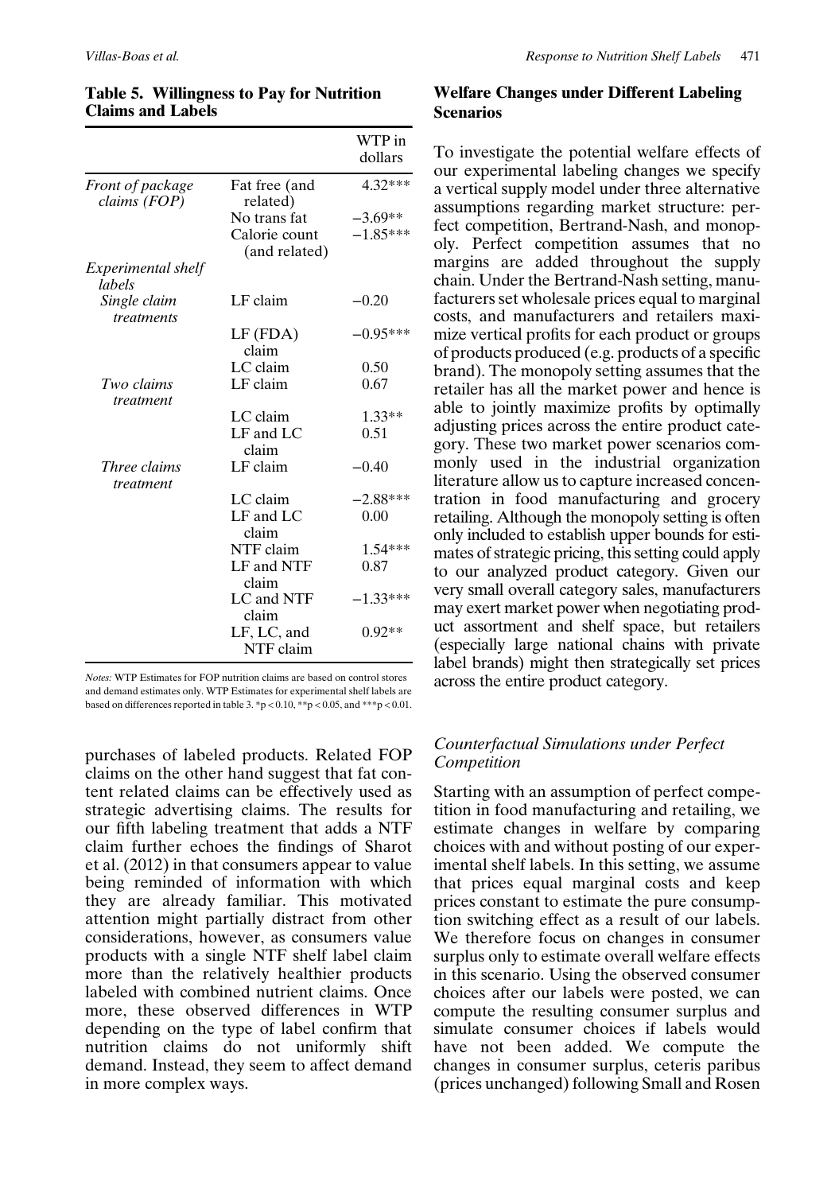**Table 5. Willingness to Pay for Nutrition Claims and Labels**

| | | WTP in dollars |
|---|---|---|
| *Front of package claims (FOP)* | Fat free (and related) | 4.32*** |
| | No trans fat | −3.69** |
| | Calorie count (and related) | −1.85*** |
| *Experimental shelf labels* | | |
| *Single claim treatments* | LF claim | −0.20 |
| | LF (FDA) claim | −0.95*** |
| | LC claim | 0.50 |
| *Two claims treatment* | LF claim | 0.67 |
| | LC claim | 1.33** |
| | LF and LC claim | 0.51 |
| *Three claims treatment* | LF claim | −0.40 |
| | LC claim | −2.88*** |
| | LF and LC claim | 0.00 |
| | NTF claim | 1.54*** |
| | LF and NTF claim | 0.87 |
| | LC and NTF claim | −1.33*** |
| | LF, LC, and NTF claim | 0.92** |

*Notes:* WTP Estimates for FOP nutrition claims are based on control stores and demand estimates only. WTP Estimates for experimental shelf labels are based on differences reported in table 3. *p < 0.10, **p < 0.05, and ***p < 0.01.

purchases of labeled products. Related FOP claims on the other hand suggest that fat content related claims can be effectively used as strategic advertising claims. The results for our fifth labeling treatment that adds a NTF claim further echoes the findings of Sharot et al. (2012) in that consumers appear to value being reminded of information with which they are already familiar. This motivated attention might partially distract from other considerations, however, as consumers value products with a single NTF shelf label claim more than the relatively healthier products labeled with combined nutrient claims. Once more, these observed differences in WTP depending on the type of label confirm that nutrition claims do not uniformly shift demand. Instead, they seem to affect demand in more complex ways.

## Welfare Changes under Different Labeling Scenarios

To investigate the potential welfare effects of our experimental labeling changes we specify a vertical supply model under three alternative assumptions regarding market structure: perfect competition, Bertrand-Nash, and monopoly. Perfect competition assumes that no margins are added throughout the supply chain. Under the Bertrand-Nash setting, manufacturers set wholesale prices equal to marginal costs, and manufacturers and retailers maximize vertical profits for each product or groups of products produced (e.g. products of a specific brand). The monopoly setting assumes that the retailer has all the market power and hence is able to jointly maximize profits by optimally adjusting prices across the entire product category. These two market power scenarios commonly used in the industrial organization literature allow us to capture increased concentration in food manufacturing and grocery retailing. Although the monopoly setting is often only included to establish upper bounds for estimates of strategic pricing, this setting could apply to our analyzed product category. Given our very small overall category sales, manufacturers may exert market power when negotiating product assortment and shelf space, but retailers (especially large national chains with private label brands) might then strategically set prices across the entire product category.

### *Counterfactual Simulations under Perfect Competition*

Starting with an assumption of perfect competition in food manufacturing and retailing, we estimate changes in welfare by comparing choices with and without posting of our experimental shelf labels. In this setting, we assume that prices equal marginal costs and keep prices constant to estimate the pure consumption switching effect as a result of our labels. We therefore focus on changes in consumer surplus only to estimate overall welfare effects in this scenario. Using the observed consumer choices after our labels were posted, we can compute the resulting consumer surplus and simulate consumer choices if labels would have not been added. We compute the changes in consumer surplus, ceteris paribus (prices unchanged) following Small and Rosen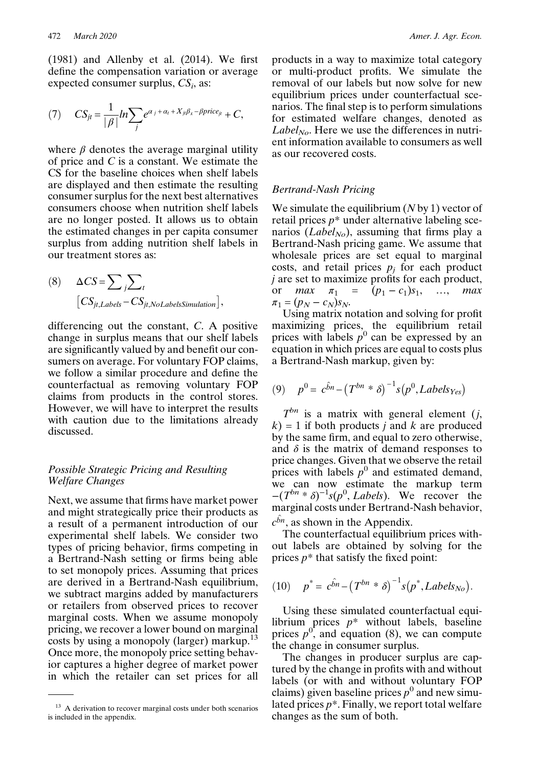(1981) and Allenby et al. (2014). We first define the compensation variation or average expected consumer surplus, $CS_i$, as:

$$(7) \quad CS_{jt} = \frac{1}{|\beta|} ln \sum_j e^{\alpha_j + \alpha_t + X_{jt}\beta_x - \beta price_{jt}} + C,$$

where $\beta$ denotes the average marginal utility of price and $C$ is a constant. We estimate the CS for the baseline choices when shelf labels are displayed and then estimate the resulting consumer surplus for the next best alternatives consumers choose when nutrition shelf labels are no longer posted. It allows us to obtain the estimated changes in per capita consumer surplus from adding nutrition shelf labels in our treatment stores as:

$$(8) \quad \Delta CS = \sum_j \sum_t \left[ CS_{jt,Labels} - CS_{jt,NoLabelsSimulation} \right],$$

differencing out the constant, $C$. A positive change in surplus means that our shelf labels are significantly valued by and benefit our consumers on average. For voluntary FOP claims, we follow a similar procedure and define the counterfactual as removing voluntary FOP claims from products in the control stores. However, we will have to interpret the results with caution due to the limitations already discussed.

### *Possible Strategic Pricing and Resulting Welfare Changes*

Next, we assume that firms have market power and might strategically price their products as a result of a permanent introduction of our experimental shelf labels. We consider two types of pricing behavior, firms competing in a Bertrand-Nash setting or firms being able to set monopoly prices. Assuming that prices are derived in a Bertrand-Nash equilibrium, we subtract margins added by manufacturers or retailers from observed prices to recover marginal costs. When we assume monopoly pricing, we recover a lower bound on marginal costs by using a monopoly (larger) markup.[13] Once more, the monopoly price setting behavior captures a higher degree of market power in which the retailer can set prices for all products in a way to maximize total category or multi-product profits. We simulate the removal of our labels but now solve for new equilibrium prices under counterfactual scenarios. The final step is to perform simulations for estimated welfare changes, denoted as $Label_{No}$. Here we use the differences in nutrient information available to consumers as well as our recovered costs.

### *Bertrand-Nash Pricing*

We simulate the equilibrium ($N$ by 1) vector of retail prices $p^*$ under alternative labeling scenarios ($Label_{No}$), assuming that firms play a Bertrand-Nash pricing game. We assume that wholesale prices are set equal to marginal costs, and retail prices $p_j$ for each product $j$ are set to maximize profits for each product, or $max \ \pi_1 = (p_1 - c_1)s_1, \ \ldots, \ max \ \pi_1 = (p_N - c_N)s_N$.

Using matrix notation and solving for profit maximizing prices, the equilibrium retail prices with labels $p^0$ can be expressed by an equation in which prices are equal to costs plus a Bertrand-Nash markup, given by:

$$(9) \quad p^0 = \hat{c^{bn}} - \left(T^{bn} * \delta\right)^{-1} s\left(p^0, Labels_{Yes}\right)$$

$T^{bn}$ is a matrix with general element ($j$, $k$) = 1 if both products $j$ and $k$ are produced by the same firm, and equal to zero otherwise, and $\delta$ is the matrix of demand responses to price changes. Given that we observe the retail prices with labels $p^0$ and estimated demand, we can now estimate the markup term $-(T^{bn} * \delta)^{-1}s(p^0, Labels)$. We recover the marginal costs under Bertrand-Nash behavior, $\hat{c^{bn}}$, as shown in the Appendix.

The counterfactual equilibrium prices without labels are obtained by solving for the prices $p^*$ that satisfy the fixed point:

$$(10) \quad p^* = \hat{c^{bn}} - \left(T^{bn} * \delta\right)^{-1} s\left(p^*, Labels_{No}\right).$$

Using these simulated counterfactual equilibrium prices $p^*$ without labels, baseline prices $p^0$, and equation (8), we can compute the change in consumer surplus.

The changes in producer surplus are captured by the change in profits with and without labels (or with and without voluntary FOP claims) given baseline prices $p^0$ and new simulated prices $p^*$. Finally, we report total welfare changes as the sum of both.

[13] A derivation to recover marginal costs under both scenarios is included in the appendix.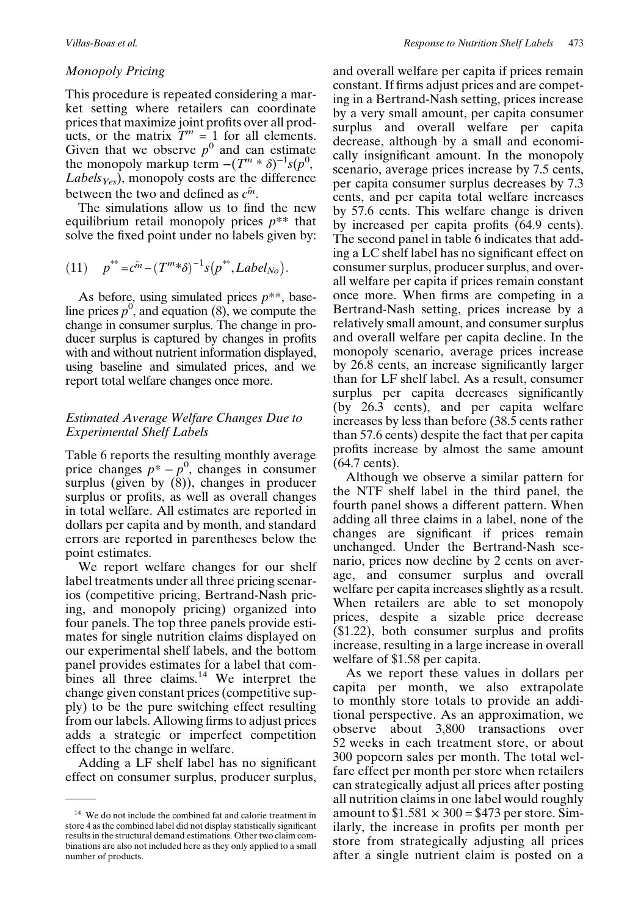### Monopoly Pricing

This procedure is repeated considering a market setting where retailers can coordinate prices that maximize joint profits over all products, or the matrix $T^m = 1$ for all elements. Given that we observe $p^0$ and can estimate the monopoly markup term $-(T^m * \delta)^{-1}s(p^0, Labels_{Yes})$, monopoly costs are the difference between the two and defined as $\hat{cm}$.

The simulations allow us to find the new equilibrium retail monopoly prices $p^{**}$ that solve the fixed point under no labels given by:

$$(11) \quad p^{**} = \hat{cm} - (T^m * \delta)^{-1} s(p^{**}, Label_{No}).$$

As before, using simulated prices $p^{**}$, baseline prices $p^0$, and equation (8), we compute the change in consumer surplus. The change in producer surplus is captured by changes in profits with and without nutrient information displayed, using baseline and simulated prices, and we report total welfare changes once more.

### Estimated Average Welfare Changes Due to Experimental Shelf Labels

Table 6 reports the resulting monthly average price changes $p^* - p^0$, changes in consumer surplus (given by (8)), changes in producer surplus or profits, as well as overall changes in total welfare. All estimates are reported in dollars per capita and by month, and standard errors are reported in parentheses below the point estimates.

We report welfare changes for our shelf label treatments under all three pricing scenarios (competitive pricing, Bertrand-Nash pricing, and monopoly pricing) organized into four panels. The top three panels provide estimates for single nutrition claims displayed on our experimental shelf labels, and the bottom panel provides estimates for a label that combines all three claims.[14] We interpret the change given constant prices (competitive supply) to be the pure switching effect resulting from our labels. Allowing firms to adjust prices adds a strategic or imperfect competition effect to the change in welfare.

Adding a LF shelf label has no significant effect on consumer surplus, producer surplus, and overall welfare per capita if prices remain constant. If firms adjust prices and are competing in a Bertrand-Nash setting, prices increase by a very small amount, per capita consumer surplus and overall welfare per capita decrease, although by a small and economically insignificant amount. In the monopoly scenario, average prices increase by 7.5 cents, per capita consumer surplus decreases by 7.3 cents, and per capita total welfare increases by 57.6 cents. This welfare change is driven by increased per capita profits (64.9 cents). The second panel in table 6 indicates that adding a LC shelf label has no significant effect on consumer surplus, producer surplus, and overall welfare per capita if prices remain constant once more. When firms are competing in a Bertrand-Nash setting, prices increase by a relatively small amount, and consumer surplus and overall welfare per capita decline. In the monopoly scenario, average prices increase by 26.8 cents, an increase significantly larger than for LF shelf label. As a result, consumer surplus per capita decreases significantly (by 26.3 cents), and per capita welfare increases by less than before (38.5 cents rather than 57.6 cents) despite the fact that per capita profits increase by almost the same amount (64.7 cents).

Although we observe a similar pattern for the NTF shelf label in the third panel, the fourth panel shows a different pattern. When adding all three claims in a label, none of the changes are significant if prices remain unchanged. Under the Bertrand-Nash scenario, prices now decline by 2 cents on average, and consumer surplus and overall welfare per capita increases slightly as a result. When retailers are able to set monopoly prices, despite a sizable price decrease (\$1.22), both consumer surplus and profits increase, resulting in a large increase in overall welfare of \$1.58 per capita.

As we report these values in dollars per capita per month, we also extrapolate to monthly store totals to provide an additional perspective. As an approximation, we observe about 3,800 transactions over 52 weeks in each treatment store, or about 300 popcorn sales per month. The total welfare effect per month per store when retailers can strategically adjust all prices after posting all nutrition claims in one label would roughly amount to $\$1.581 \times 300 = \$473$ per store. Similarly, the increase in profits per month per store from strategically adjusting all prices after a single nutrient claim is posted on a

[14] We do not include the combined fat and calorie treatment in store 4 as the combined label did not display statistically significant results in the structural demand estimations. Other two claim combinations are also not included here as they only applied to a small number of products.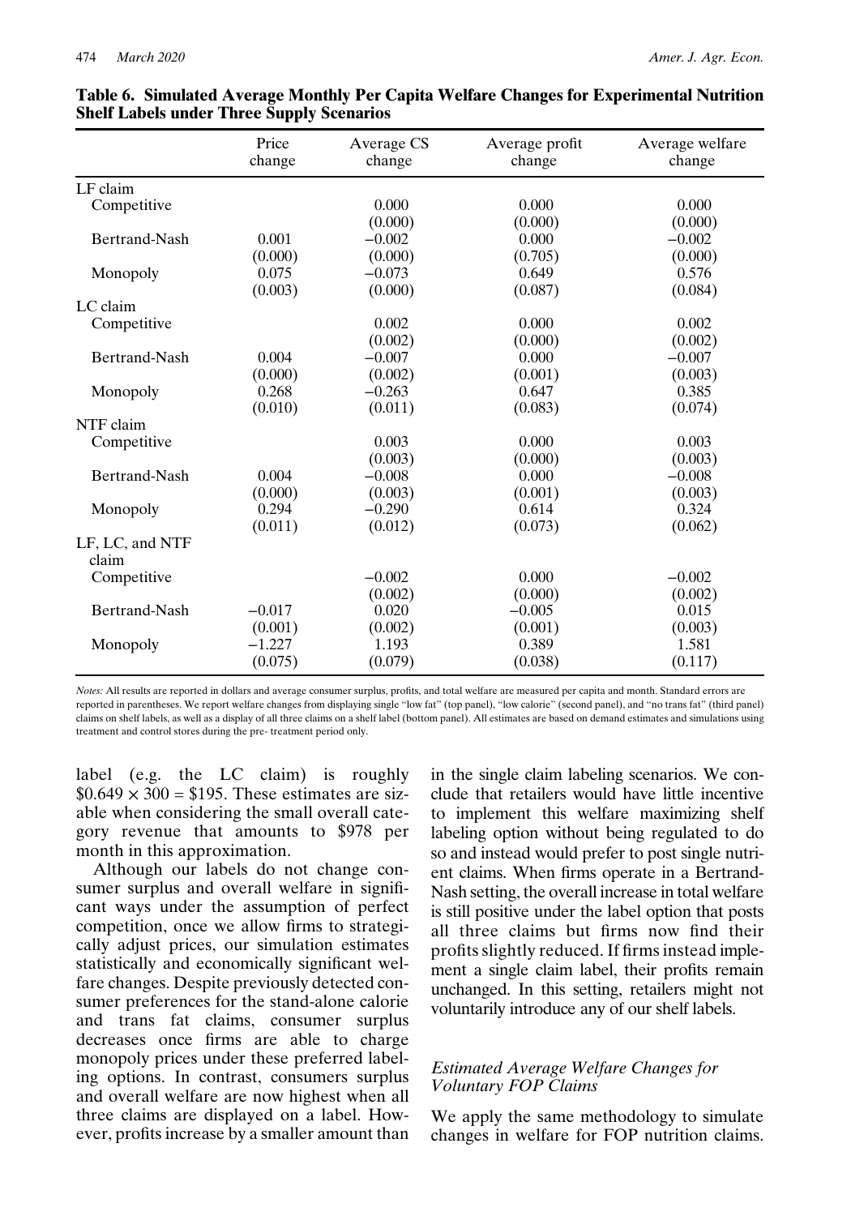**Table 6. Simulated Average Monthly Per Capita Welfare Changes for Experimental Nutrition Shelf Labels under Three Supply Scenarios**

| | Price change | Average CS change | Average profit change | Average welfare change |
|---|---|---|---|---|
| LF claim | | | | |
| Competitive | | 0.000 | 0.000 | 0.000 |
| | | (0.000) | (0.000) | (0.000) |
| Bertrand-Nash | 0.001 | −0.002 | 0.000 | −0.002 |
| | (0.000) | (0.000) | (0.705) | (0.000) |
| Monopoly | 0.075 | −0.073 | 0.649 | 0.576 |
| | (0.003) | (0.000) | (0.087) | (0.084) |
| LC claim | | | | |
| Competitive | | 0.002 | 0.000 | 0.002 |
| | | (0.002) | (0.000) | (0.002) |
| Bertrand-Nash | 0.004 | −0.007 | 0.000 | −0.007 |
| | (0.000) | (0.002) | (0.001) | (0.003) |
| Monopoly | 0.268 | −0.263 | 0.647 | 0.385 |
| | (0.010) | (0.011) | (0.083) | (0.074) |
| NTF claim | | | | |
| Competitive | | 0.003 | 0.000 | 0.003 |
| | | (0.003) | (0.000) | (0.003) |
| Bertrand-Nash | 0.004 | −0.008 | 0.000 | −0.008 |
| | (0.000) | (0.003) | (0.001) | (0.003) |
| Monopoly | 0.294 | −0.290 | 0.614 | 0.324 |
| | (0.011) | (0.012) | (0.073) | (0.062) |
| LF, LC, and NTF claim | | | | |
| Competitive | | −0.002 | 0.000 | −0.002 |
| | | (0.002) | (0.000) | (0.002) |
| Bertrand-Nash | −0.017 | 0.020 | −0.005 | 0.015 |
| | (0.001) | (0.002) | (0.001) | (0.003) |
| Monopoly | −1.227 | 1.193 | 0.389 | 1.581 |
| | (0.075) | (0.079) | (0.038) | (0.117) |

*Notes:* All results are reported in dollars and average consumer surplus, profits, and total welfare are measured per capita and month. Standard errors are reported in parentheses. We report welfare changes from displaying single "low fat" (top panel), "low calorie" (second panel), and "no trans fat" (third panel) claims on shelf labels, as well as a display of all three claims on a shelf label (bottom panel). All estimates are based on demand estimates and simulations using treatment and control stores during the pre- treatment period only.

label (e.g. the LC claim) is roughly $\$0.649 \times 300 = \$195$. These estimates are sizable when considering the small overall category revenue that amounts to \$978 per month in this approximation.

Although our labels do not change consumer surplus and overall welfare in significant ways under the assumption of perfect competition, once we allow firms to strategically adjust prices, our simulation estimates statistically and economically significant welfare changes. Despite previously detected consumer preferences for the stand-alone calorie and trans fat claims, consumer surplus decreases once firms are able to charge monopoly prices under these preferred labeling options. In contrast, consumers surplus and overall welfare are now highest when all three claims are displayed on a label. However, profits increase by a smaller amount than in the single claim labeling scenarios. We conclude that retailers would have little incentive to implement this welfare maximizing shelf labeling option without being regulated to do so and instead would prefer to post single nutrient claims. When firms operate in a Bertrand-Nash setting, the overall increase in total welfare is still positive under the label option that posts all three claims but firms now find their profits slightly reduced. If firms instead implement a single claim label, their profits remain unchanged. In this setting, retailers might not voluntarily introduce any of our shelf labels.

### *Estimated Average Welfare Changes for Voluntary FOP Claims*

We apply the same methodology to simulate changes in welfare for FOP nutrition claims.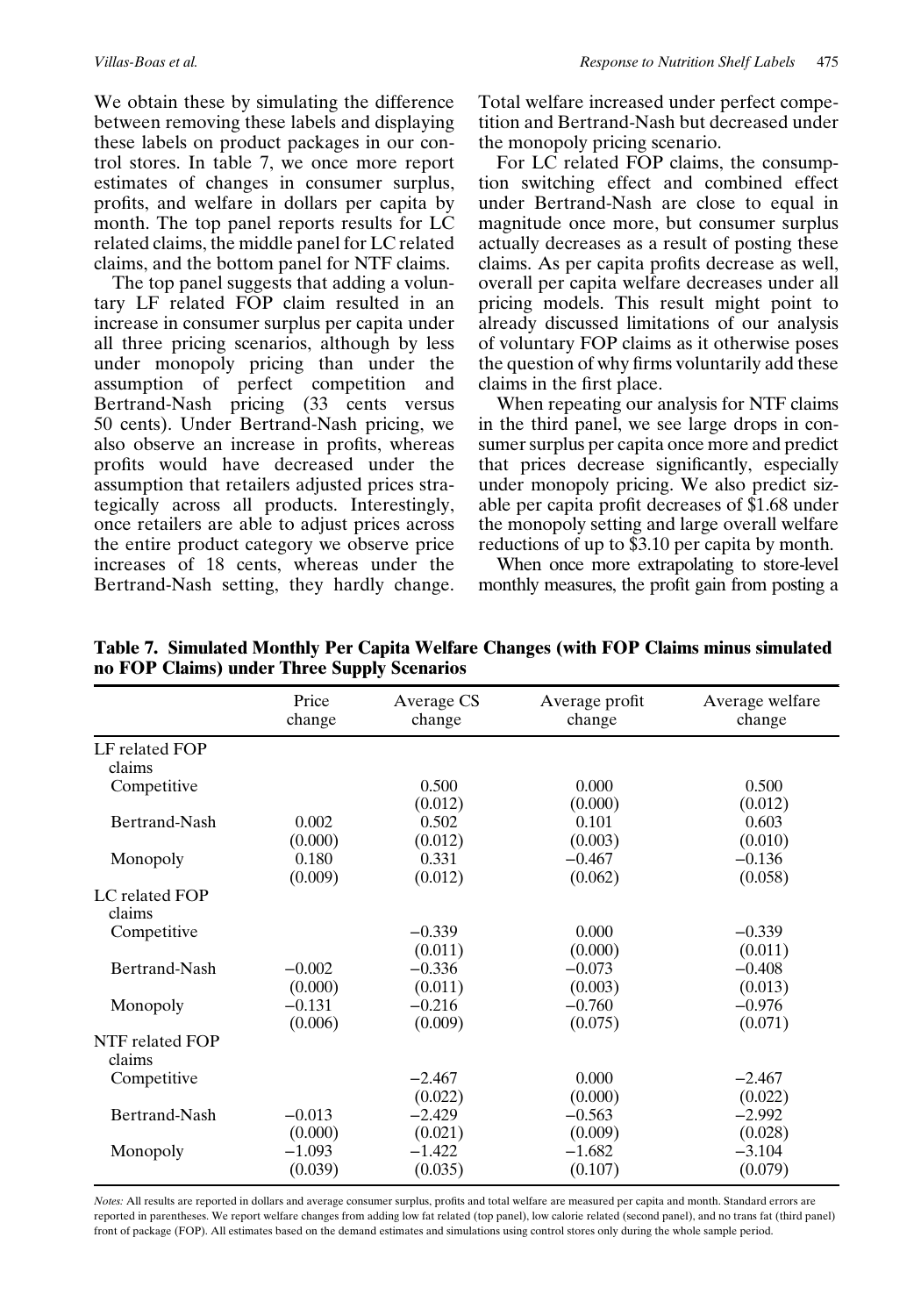We obtain these by simulating the difference between removing these labels and displaying these labels on product packages in our control stores. In table 7, we once more report estimates of changes in consumer surplus, profits, and welfare in dollars per capita by month. The top panel reports results for LC related claims, the middle panel for LC related claims, and the bottom panel for NTF claims.

The top panel suggests that adding a voluntary LF related FOP claim resulted in an increase in consumer surplus per capita under all three pricing scenarios, although by less under monopoly pricing than under the assumption of perfect competition and Bertrand-Nash pricing (33 cents versus 50 cents). Under Bertrand-Nash pricing, we also observe an increase in profits, whereas profits would have decreased under the assumption that retailers adjusted prices strategically across all products. Interestingly, once retailers are able to adjust prices across the entire product category we observe price increases of 18 cents, whereas under the Bertrand-Nash setting, they hardly change. Total welfare increased under perfect competition and Bertrand-Nash but decreased under the monopoly pricing scenario.

For LC related FOP claims, the consumption switching effect and combined effect under Bertrand-Nash are close to equal in magnitude once more, but consumer surplus actually decreases as a result of posting these claims. As per capita profits decrease as well, overall per capita welfare decreases under all pricing models. This result might point to already discussed limitations of our analysis of voluntary FOP claims as it otherwise poses the question of why firms voluntarily add these claims in the first place.

When repeating our analysis for NTF claims in the third panel, we see large drops in consumer surplus per capita once more and predict that prices decrease significantly, especially under monopoly pricing. We also predict sizable per capita profit decreases of $1.68 under the monopoly setting and large overall welfare reductions of up to $3.10 per capita by month.

When once more extrapolating to store-level monthly measures, the profit gain from posting a

**Table 7. Simulated Monthly Per Capita Welfare Changes (with FOP Claims minus simulated no FOP Claims) under Three Supply Scenarios**

| | Price change | Average CS change | Average profit change | Average welfare change |
|---|---|---|---|---|
| LF related FOP claims | | | | |
| Competitive | | 0.500 | 0.000 | 0.500 |
| | | (0.012) | (0.000) | (0.012) |
| Bertrand-Nash | 0.002 | 0.502 | 0.101 | 0.603 |
| | (0.000) | (0.012) | (0.003) | (0.010) |
| Monopoly | 0.180 | 0.331 | −0.467 | −0.136 |
| | (0.009) | (0.012) | (0.062) | (0.058) |
| LC related FOP claims | | | | |
| Competitive | | −0.339 | 0.000 | −0.339 |
| | | (0.011) | (0.000) | (0.011) |
| Bertrand-Nash | −0.002 | −0.336 | −0.073 | −0.408 |
| | (0.000) | (0.011) | (0.003) | (0.013) |
| Monopoly | −0.131 | −0.216 | −0.760 | −0.976 |
| | (0.006) | (0.009) | (0.075) | (0.071) |
| NTF related FOP claims | | | | |
| Competitive | | −2.467 | 0.000 | −2.467 |
| | | (0.022) | (0.000) | (0.022) |
| Bertrand-Nash | −0.013 | −2.429 | −0.563 | −2.992 |
| | (0.000) | (0.021) | (0.009) | (0.028) |
| Monopoly | −1.093 | −1.422 | −1.682 | −3.104 |
| | (0.039) | (0.035) | (0.107) | (0.079) |

*Notes:* All results are reported in dollars and average consumer surplus, profits and total welfare are measured per capita and month. Standard errors are reported in parentheses. We report welfare changes from adding low fat related (top panel), low calorie related (second panel), and no trans fat (third panel) front of package (FOP). All estimates based on the demand estimates and simulations using control stores only during the whole sample period.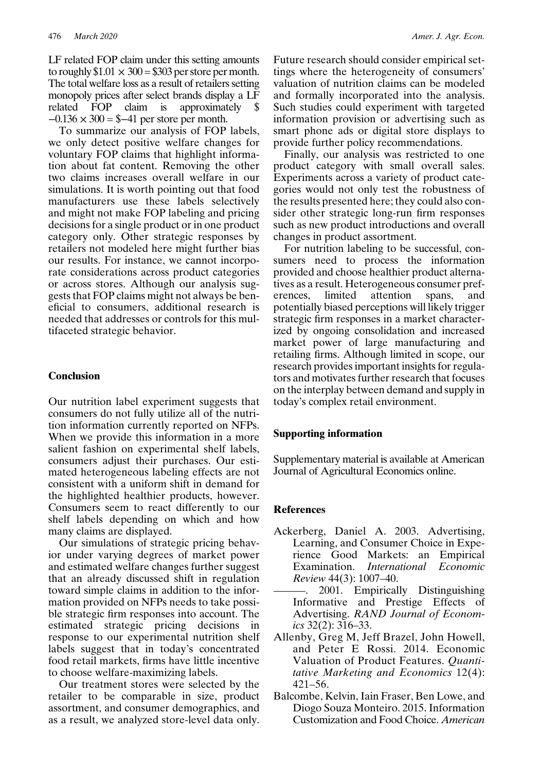LF related FOP claim under this setting amounts to roughly $\$1.01 \times 300 = \$303$ per store per month. The total welfare loss as a result of retailers setting monopoly prices after select brands display a LF related FOP claim is approximately $\$ -0.136 \times 300 = \$-41$ per store per month.

To summarize our analysis of FOP labels, we only detect positive welfare changes for voluntary FOP claims that highlight information about fat content. Removing the other two claims increases overall welfare in our simulations. It is worth pointing out that food manufacturers use these labels selectively and might not make FOP labeling and pricing decisions for a single product or in one product category only. Other strategic responses by retailers not modeled here might further bias our results. For instance, we cannot incorporate considerations across product categories or across stores. Although our analysis suggests that FOP claims might not always be beneficial to consumers, additional research is needed that addresses or controls for this multifaceted strategic behavior.

## Conclusion

Our nutrition label experiment suggests that consumers do not fully utilize all of the nutrition information currently reported on NFPs. When we provide this information in a more salient fashion on experimental shelf labels, consumers adjust their purchases. Our estimated heterogeneous labeling effects are not consistent with a uniform shift in demand for the highlighted healthier products, however. Consumers seem to react differently to our shelf labels depending on which and how many claims are displayed.

Our simulations of strategic pricing behavior under varying degrees of market power and estimated welfare changes further suggest that an already discussed shift in regulation toward simple claims in addition to the information provided on NFPs needs to take possible strategic firm responses into account. The estimated strategic pricing decisions in response to our experimental nutrition shelf labels suggest that in today's concentrated food retail markets, firms have little incentive to choose welfare-maximizing labels.

Our treatment stores were selected by the retailer to be comparable in size, product assortment, and consumer demographics, and as a result, we analyzed store-level data only. Future research should consider empirical settings where the heterogeneity of consumers' valuation of nutrition claims can be modeled and formally incorporated into the analysis. Such studies could experiment with targeted information provision or advertising such as smart phone ads or digital store displays to provide further policy recommendations.

Finally, our analysis was restricted to one product category with small overall sales. Experiments across a variety of product categories would not only test the robustness of the results presented here; they could also consider other strategic long-run firm responses such as new product introductions and overall changes in product assortment.

For nutrition labeling to be successful, consumers need to process the information provided and choose healthier product alternatives as a result. Heterogeneous consumer preferences, limited attention spans, and potentially biased perceptions will likely trigger strategic firm responses in a market characterized by ongoing consolidation and increased market power of large manufacturing and retailing firms. Although limited in scope, our research provides important insights for regulators and motivates further research that focuses on the interplay between demand and supply in today's complex retail environment.

## Supporting information

Supplementary material is available at American Journal of Agricultural Economics online.

## References

Ackerberg, Daniel A. 2003. Advertising, Learning, and Consumer Choice in Experience Good Markets: an Empirical Examination. *International Economic Review* 44(3): 1007–40.

———. 2001. Empirically Distinguishing Informative and Prestige Effects of Advertising. *RAND Journal of Economics* 32(2): 316–33.

Allenby, Greg M, Jeff Brazel, John Howell, and Peter E Rossi. 2014. Economic Valuation of Product Features. *Quantitative Marketing and Economics* 12(4): 421–56.

Balcombe, Kelvin, Iain Fraser, Ben Lowe, and Diogo Souza Monteiro. 2015. Information Customization and Food Choice. *American*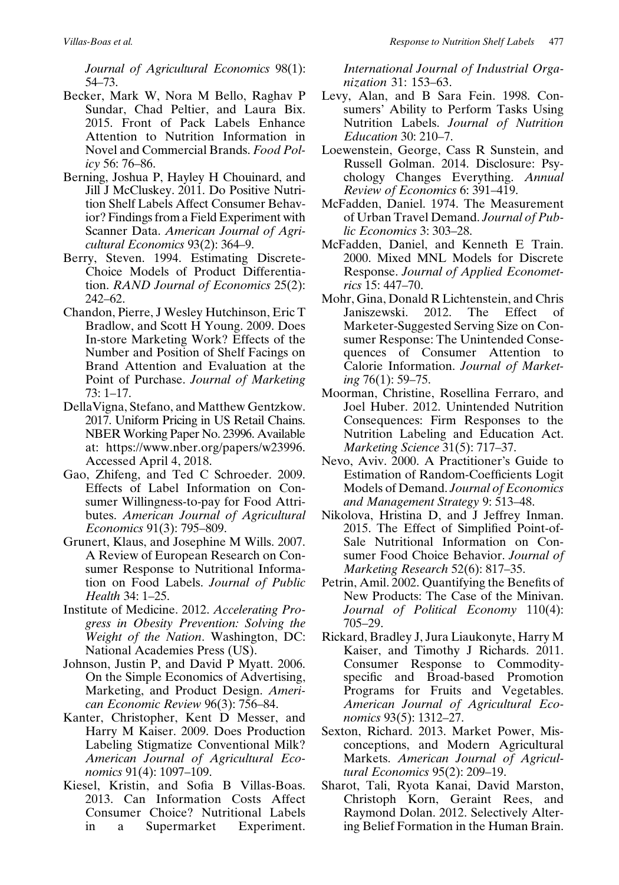*Journal of Agricultural Economics* 98(1): 54–73.

Becker, Mark W, Nora M Bello, Raghav P Sundar, Chad Peltier, and Laura Bix. 2015. Front of Pack Labels Enhance Attention to Nutrition Information in Novel and Commercial Brands. *Food Policy* 56: 76–86.

Berning, Joshua P, Hayley H Chouinard, and Jill J McCluskey. 2011. Do Positive Nutrition Shelf Labels Affect Consumer Behavior? Findings from a Field Experiment with Scanner Data. *American Journal of Agricultural Economics* 93(2): 364–9.

Berry, Steven. 1994. Estimating Discrete-Choice Models of Product Differentiation. *RAND Journal of Economics* 25(2): 242–62.

Chandon, Pierre, J Wesley Hutchinson, Eric T Bradlow, and Scott H Young. 2009. Does In-store Marketing Work? Effects of the Number and Position of Shelf Facings on Brand Attention and Evaluation at the Point of Purchase. *Journal of Marketing* 73: 1–17.

DellaVigna, Stefano, and Matthew Gentzkow. 2017. Uniform Pricing in US Retail Chains. NBER Working Paper No. 23996. Available at: https://www.nber.org/papers/w23996. Accessed April 4, 2018.

Gao, Zhifeng, and Ted C Schroeder. 2009. Effects of Label Information on Consumer Willingness-to-pay for Food Attributes. *American Journal of Agricultural Economics* 91(3): 795–809.

Grunert, Klaus, and Josephine M Wills. 2007. A Review of European Research on Consumer Response to Nutritional Information on Food Labels. *Journal of Public Health* 34: 1–25.

Institute of Medicine. 2012. *Accelerating Progress in Obesity Prevention: Solving the Weight of the Nation*. Washington, DC: National Academies Press (US).

Johnson, Justin P, and David P Myatt. 2006. On the Simple Economics of Advertising, Marketing, and Product Design. *American Economic Review* 96(3): 756–84.

Kanter, Christopher, Kent D Messer, and Harry M Kaiser. 2009. Does Production Labeling Stigmatize Conventional Milk? *American Journal of Agricultural Economics* 91(4): 1097–109.

Kiesel, Kristin, and Sofia B Villas-Boas. 2013. Can Information Costs Affect Consumer Choice? Nutritional Labels in a Supermarket Experiment. *International Journal of Industrial Organization* 31: 153–63.

Levy, Alan, and B Sara Fein. 1998. Consumers' Ability to Perform Tasks Using Nutrition Labels. *Journal of Nutrition Education* 30: 210–7.

Loewenstein, George, Cass R Sunstein, and Russell Golman. 2014. Disclosure: Psychology Changes Everything. *Annual Review of Economics* 6: 391–419.

McFadden, Daniel. 1974. The Measurement of Urban Travel Demand. *Journal of Public Economics* 3: 303–28.

McFadden, Daniel, and Kenneth E Train. 2000. Mixed MNL Models for Discrete Response. *Journal of Applied Econometrics* 15: 447–70.

Mohr, Gina, Donald R Lichtenstein, and Chris Janiszewski. 2012. The Effect of Marketer-Suggested Serving Size on Consumer Response: The Unintended Consequences of Consumer Attention to Calorie Information. *Journal of Marketing* 76(1): 59–75.

Moorman, Christine, Rosellina Ferraro, and Joel Huber. 2012. Unintended Nutrition Consequences: Firm Responses to the Nutrition Labeling and Education Act. *Marketing Science* 31(5): 717–37.

Nevo, Aviv. 2000. A Practitioner's Guide to Estimation of Random-Coefficients Logit Models of Demand. *Journal of Economics and Management Strategy* 9: 513–48.

Nikolova, Hristina D, and J Jeffrey Inman. 2015. The Effect of Simplified Point-of-Sale Nutritional Information on Consumer Food Choice Behavior. *Journal of Marketing Research* 52(6): 817–35.

Petrin, Amil. 2002. Quantifying the Benefits of New Products: The Case of the Minivan. *Journal of Political Economy* 110(4): 705–29.

Rickard, Bradley J, Jura Liaukonyte, Harry M Kaiser, and Timothy J Richards. 2011. Consumer Response to Commodity-specific and Broad-based Promotion Programs for Fruits and Vegetables. *American Journal of Agricultural Economics* 93(5): 1312–27.

Sexton, Richard. 2013. Market Power, Misconceptions, and Modern Agricultural Markets. *American Journal of Agricultural Economics* 95(2): 209–19.

Sharot, Tali, Ryota Kanai, David Marston, Christoph Korn, Geraint Rees, and Raymond Dolan. 2012. Selectively Altering Belief Formation in the Human Brain.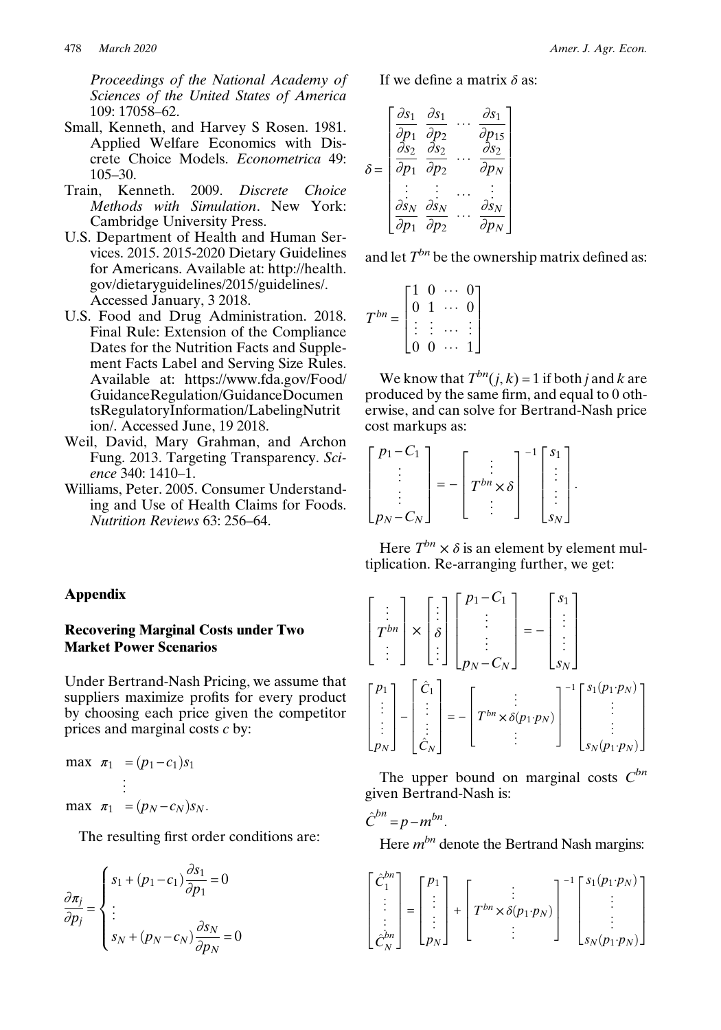*Proceedings of the National Academy of Sciences of the United States of America* 109: 17058–62.

Small, Kenneth, and Harvey S Rosen. 1981. Applied Welfare Economics with Discrete Choice Models. *Econometrica* 49: 105–30.

Train, Kenneth. 2009. *Discrete Choice Methods with Simulation*. New York: Cambridge University Press.

U.S. Department of Health and Human Services. 2015. 2015-2020 Dietary Guidelines for Americans. Available at: http://health.gov/dietaryguidelines/2015/guidelines/. Accessed January, 3 2018.

U.S. Food and Drug Administration. 2018. Final Rule: Extension of the Compliance Dates for the Nutrition Facts and Supplement Facts Label and Serving Size Rules. Available at: https://www.fda.gov/Food/GuidanceRegulation/GuidanceDocumentsRegulatoryInformation/LabelingNutrition/. Accessed June, 19 2018.

Weil, David, Mary Grahman, and Archon Fung. 2013. Targeting Transparency. *Science* 340: 1410–1.

Williams, Peter. 2005. Consumer Understanding and Use of Health Claims for Foods. *Nutrition Reviews* 63: 256–64.

## Appendix

### Recovering Marginal Costs under Two Market Power Scenarios

Under Bertrand-Nash Pricing, we assume that suppliers maximize profits for every product by choosing each price given the competitor prices and marginal costs $c$ by:

$$
\begin{aligned}
\max \ \pi_1 &= (p_1 - c_1) s_1 \\
&\vdots \\
\max \ \pi_1 &= (p_N - c_N) s_N.
\end{aligned}
$$

The resulting first order conditions are:

$$
\frac{\partial \pi_j}{\partial p_j} = \begin{cases} s_1 + (p_1 - c_1)\dfrac{\partial s_1}{\partial p_1} = 0 \\ \vdots \\ s_N + (p_N - c_N)\dfrac{\partial s_N}{\partial p_N} = 0 \end{cases}
$$

If we define a matrix $\delta$ as:

$$
\delta = \begin{bmatrix} \dfrac{\partial s_1}{\partial p_1} & \dfrac{\partial s_1}{\partial p_2} & \cdots & \dfrac{\partial s_1}{\partial p_{15}} \\ \dfrac{\partial s_2}{\partial p_1} & \dfrac{\partial s_2}{\partial p_2} & \cdots & \dfrac{\partial s_2}{\partial p_N} \\ \vdots & \vdots & \cdots & \vdots \\ \dfrac{\partial s_N}{\partial p_1} & \dfrac{\partial s_N}{\partial p_2} & \cdots & \dfrac{\partial s_N}{\partial p_N} \end{bmatrix}
$$

and let $T^{bn}$ be the ownership matrix defined as:

$$
T^{bn} = \begin{bmatrix} 1 & 0 & \cdots & 0 \\ 0 & 1 & \cdots & 0 \\ \vdots & \vdots & \cdots & \vdots \\ 0 & 0 & \cdots & 1 \end{bmatrix}
$$

We know that $T^{bn}(j,k) = 1$ if both $j$ and $k$ are produced by the same firm, and equal to 0 otherwise, and can solve for Bertrand-Nash price cost markups as:

$$
\begin{bmatrix} p_1 - C_1 \\ \vdots \\ \vdots \\ p_N - C_N \end{bmatrix} = - \begin{bmatrix} \vdots \\ T^{bn} \times \delta \\ \vdots \end{bmatrix}^{-1} \begin{bmatrix} s_1 \\ \vdots \\ \vdots \\ s_N \end{bmatrix}.
$$

Here $T^{bn} \times \delta$ is an element by element multiplication. Re-arranging further, we get:

$$
\begin{bmatrix} \vdots \\ T^{bn} \\ \vdots \end{bmatrix} \times \begin{bmatrix} \vdots \\ \delta \\ \vdots \end{bmatrix} \begin{bmatrix} p_1 - C_1 \\ \vdots \\ \vdots \\ p_N - C_N \end{bmatrix} = - \begin{bmatrix} s_1 \\ \vdots \\ \vdots \\ s_N \end{bmatrix}
$$

$$
\begin{bmatrix} p_1 \\ \vdots \\ \vdots \\ p_N \end{bmatrix} - \begin{bmatrix} \hat{C}_1 \\ \vdots \\ \vdots \\ \hat{C}_N \end{bmatrix} = - \begin{bmatrix} \vdots \\ T^{bn} \times \delta(p_1 \cdot p_N) \\ \vdots \end{bmatrix}^{-1} \begin{bmatrix} s_1(p_1 \cdot p_N) \\ \vdots \\ \vdots \\ s_N(p_1 \cdot p_N) \end{bmatrix}
$$

The upper bound on marginal costs $C^{bn}$ given Bertrand-Nash is:

$$
\hat{C}^{bn} = p - m^{bn}.
$$

Here $m^{bn}$ denote the Bertrand Nash margins:

$$
\begin{bmatrix} \hat{C}_1^{bn} \\ \vdots \\ \vdots \\ \hat{C}_N^{bn} \end{bmatrix} = \begin{bmatrix} p_1 \\ \vdots \\ \vdots \\ p_N \end{bmatrix} + \begin{bmatrix} \vdots \\ T^{bn} \times \delta(p_1 \cdot p_N) \\ \vdots \end{bmatrix}^{-1} \begin{bmatrix} s_1(p_1 \cdot p_N) \\ \vdots \\ \vdots \\ s_N(p_1 \cdot p_N) \end{bmatrix}
$$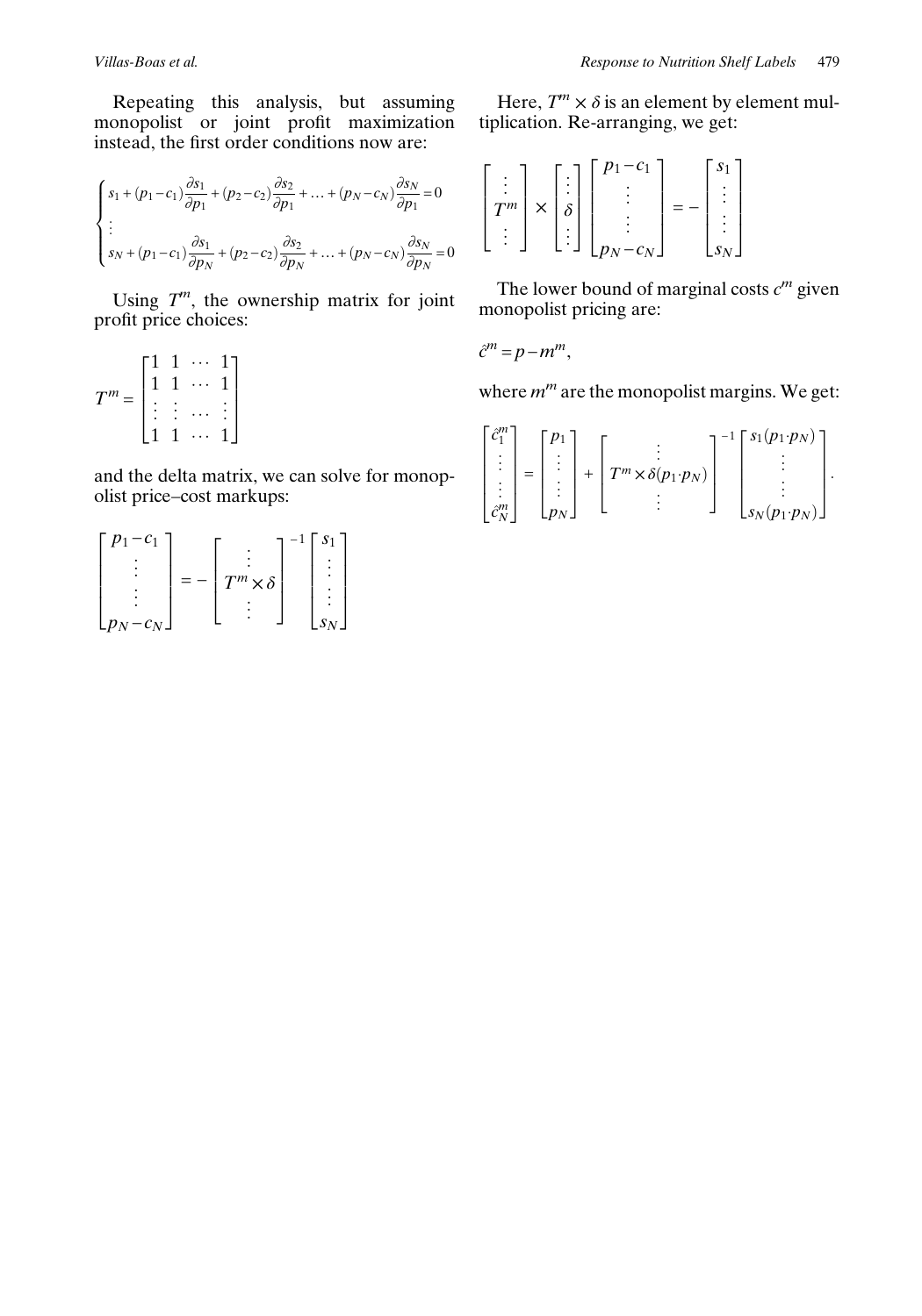Repeating this analysis, but assuming monopolist or joint profit maximization instead, the first order conditions now are:

$$
\begin{cases}
s_1 + (p_1 - c_1)\dfrac{\partial s_1}{\partial p_1} + (p_2 - c_2)\dfrac{\partial s_2}{\partial p_1} + \ldots + (p_N - c_N)\dfrac{\partial s_N}{\partial p_1} = 0 \\
\vdots \\
s_N + (p_1 - c_1)\dfrac{\partial s_1}{\partial p_N} + (p_2 - c_2)\dfrac{\partial s_2}{\partial p_N} + \ldots + (p_N - c_N)\dfrac{\partial s_N}{\partial p_N} = 0
\end{cases}
$$

Using $T^m$, the ownership matrix for joint profit price choices:

$$
T^m = \begin{bmatrix} 1 & 1 & \cdots & 1 \\ 1 & 1 & \cdots & 1 \\ \vdots & \vdots & \ldots & \vdots \\ 1 & 1 & \cdots & 1 \end{bmatrix}
$$

and the delta matrix, we can solve for monopolist price–cost markups:

$$
\begin{bmatrix} p_1 - c_1 \\ \vdots \\ \vdots \\ p_N - c_N \end{bmatrix} = - \begin{bmatrix} \vdots \\ T^m \times \delta \\ \vdots \end{bmatrix}^{-1} \begin{bmatrix} s_1 \\ \vdots \\ \vdots \\ s_N \end{bmatrix}
$$

Here, $T^m \times \delta$ is an element by element multiplication. Re-arranging, we get:

$$
\begin{bmatrix} \vdots \\ T^m \\ \vdots \end{bmatrix} \times \begin{bmatrix} \vdots \\ \delta \\ \vdots \end{bmatrix} \begin{bmatrix} p_1 - c_1 \\ \vdots \\ \vdots \\ p_N - c_N \end{bmatrix} = - \begin{bmatrix} s_1 \\ \vdots \\ \vdots \\ s_N \end{bmatrix}
$$

The lower bound of marginal costs $c^m$ given monopolist pricing are:

$$
\hat{c}^m = p - m^m,
$$

where $m^m$ are the monopolist margins. We get:

$$
\begin{bmatrix} \hat{c}_1^m \\ \vdots \\ \vdots \\ \hat{c}_N^m \end{bmatrix} = \begin{bmatrix} p_1 \\ \vdots \\ \vdots \\ p_N \end{bmatrix} + \begin{bmatrix} \vdots \\ T^m \times \delta(p_1 \cdot p_N) \\ \vdots \end{bmatrix}^{-1} \begin{bmatrix} s_1(p_1 \cdot p_N) \\ \vdots \\ \vdots \\ s_N(p_1 \cdot p_N) \end{bmatrix}.
$$